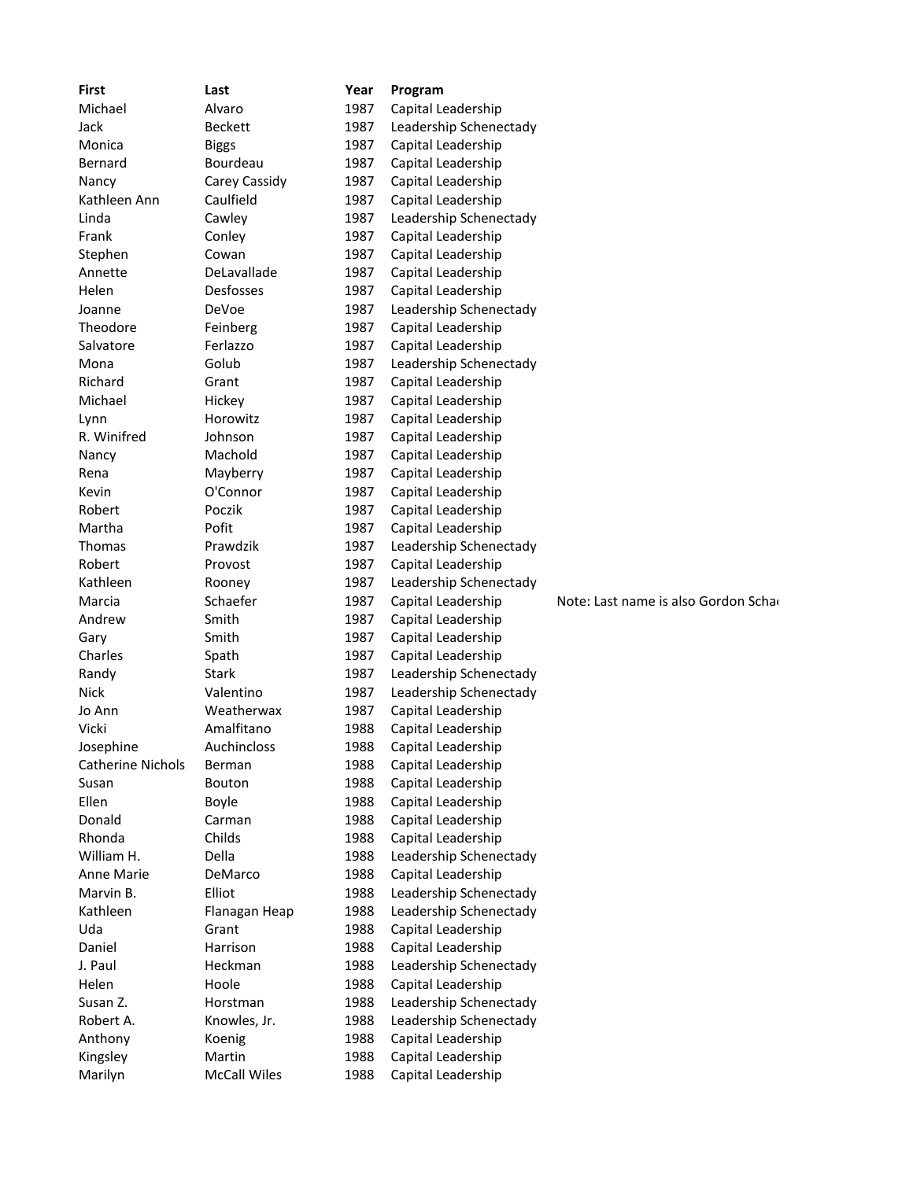| First | Last | Year | Program | |
|---|---|---|---|---|
| Michael | Alvaro | 1987 | Capital Leadership | |
| Jack | Beckett | 1987 | Leadership Schenectady | |
| Monica | Biggs | 1987 | Capital Leadership | |
| Bernard | Bourdeau | 1987 | Capital Leadership | |
| Nancy | Carey Cassidy | 1987 | Capital Leadership | |
| Kathleen Ann | Caulfield | 1987 | Capital Leadership | |
| Linda | Cawley | 1987 | Leadership Schenectady | |
| Frank | Conley | 1987 | Capital Leadership | |
| Stephen | Cowan | 1987 | Capital Leadership | |
| Annette | DeLavallade | 1987 | Capital Leadership | |
| Helen | Desfosses | 1987 | Capital Leadership | |
| Joanne | DeVoe | 1987 | Leadership Schenectady | |
| Theodore | Feinberg | 1987 | Capital Leadership | |
| Salvatore | Ferlazzo | 1987 | Capital Leadership | |
| Mona | Golub | 1987 | Leadership Schenectady | |
| Richard | Grant | 1987 | Capital Leadership | |
| Michael | Hickey | 1987 | Capital Leadership | |
| Lynn | Horowitz | 1987 | Capital Leadership | |
| R. Winifred | Johnson | 1987 | Capital Leadership | |
| Nancy | Machold | 1987 | Capital Leadership | |
| Rena | Mayberry | 1987 | Capital Leadership | |
| Kevin | O'Connor | 1987 | Capital Leadership | |
| Robert | Poczik | 1987 | Capital Leadership | |
| Martha | Pofit | 1987 | Capital Leadership | |
| Thomas | Prawdzik | 1987 | Leadership Schenectady | |
| Robert | Provost | 1987 | Capital Leadership | |
| Kathleen | Rooney | 1987 | Leadership Schenectady | |
| Marcia | Schaefer | 1987 | Capital Leadership | Note: Last name is also Gordon Scha |
| Andrew | Smith | 1987 | Capital Leadership | |
| Gary | Smith | 1987 | Capital Leadership | |
| Charles | Spath | 1987 | Capital Leadership | |
| Randy | Stark | 1987 | Leadership Schenectady | |
| Nick | Valentino | 1987 | Leadership Schenectady | |
| Jo Ann | Weatherwax | 1987 | Capital Leadership | |
| Vicki | Amalfitano | 1988 | Capital Leadership | |
| Josephine | Auchincloss | 1988 | Capital Leadership | |
| Catherine Nichols | Berman | 1988 | Capital Leadership | |
| Susan | Bouton | 1988 | Capital Leadership | |
| Ellen | Boyle | 1988 | Capital Leadership | |
| Donald | Carman | 1988 | Capital Leadership | |
| Rhonda | Childs | 1988 | Capital Leadership | |
| William H. | Della | 1988 | Leadership Schenectady | |
| Anne Marie | DeMarco | 1988 | Capital Leadership | |
| Marvin B. | Elliot | 1988 | Leadership Schenectady | |
| Kathleen | Flanagan Heap | 1988 | Leadership Schenectady | |
| Uda | Grant | 1988 | Capital Leadership | |
| Daniel | Harrison | 1988 | Capital Leadership | |
| J. Paul | Heckman | 1988 | Leadership Schenectady | |
| Helen | Hoole | 1988 | Capital Leadership | |
| Susan Z. | Horstman | 1988 | Leadership Schenectady | |
| Robert A. | Knowles, Jr. | 1988 | Leadership Schenectady | |
| Anthony | Koenig | 1988 | Capital Leadership | |
| Kingsley | Martin | 1988 | Capital Leadership | |
| Marilyn | McCall Wiles | 1988 | Capital Leadership | |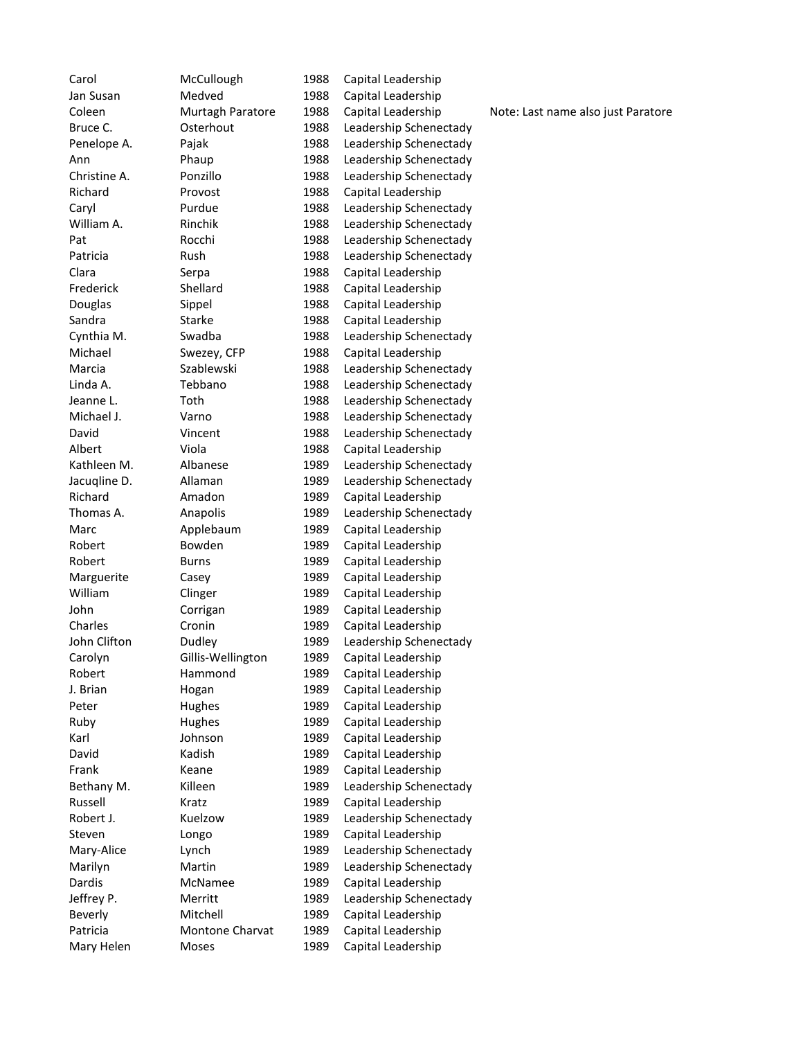| | | | | |
|---|---|---|---|---|
| Carol | McCullough | 1988 | Capital Leadership | |
| Jan Susan | Medved | 1988 | Capital Leadership | |
| Coleen | Murtagh Paratore | 1988 | Capital Leadership | Note: Last name also just Paratore |
| Bruce C. | Osterhout | 1988 | Leadership Schenectady | |
| Penelope A. | Pajak | 1988 | Leadership Schenectady | |
| Ann | Phaup | 1988 | Leadership Schenectady | |
| Christine A. | Ponzillo | 1988 | Leadership Schenectady | |
| Richard | Provost | 1988 | Capital Leadership | |
| Caryl | Purdue | 1988 | Leadership Schenectady | |
| William A. | Rinchik | 1988 | Leadership Schenectady | |
| Pat | Rocchi | 1988 | Leadership Schenectady | |
| Patricia | Rush | 1988 | Leadership Schenectady | |
| Clara | Serpa | 1988 | Capital Leadership | |
| Frederick | Shellard | 1988 | Capital Leadership | |
| Douglas | Sippel | 1988 | Capital Leadership | |
| Sandra | Starke | 1988 | Capital Leadership | |
| Cynthia M. | Swadba | 1988 | Leadership Schenectady | |
| Michael | Swezey, CFP | 1988 | Capital Leadership | |
| Marcia | Szablewski | 1988 | Leadership Schenectady | |
| Linda A. | Tebbano | 1988 | Leadership Schenectady | |
| Jeanne L. | Toth | 1988 | Leadership Schenectady | |
| Michael J. | Varno | 1988 | Leadership Schenectady | |
| David | Vincent | 1988 | Leadership Schenectady | |
| Albert | Viola | 1988 | Capital Leadership | |
| Kathleen M. | Albanese | 1989 | Leadership Schenectady | |
| Jacuqline D. | Allaman | 1989 | Leadership Schenectady | |
| Richard | Amadon | 1989 | Capital Leadership | |
| Thomas A. | Anapolis | 1989 | Leadership Schenectady | |
| Marc | Applebaum | 1989 | Capital Leadership | |
| Robert | Bowden | 1989 | Capital Leadership | |
| Robert | Burns | 1989 | Capital Leadership | |
| Marguerite | Casey | 1989 | Capital Leadership | |
| William | Clinger | 1989 | Capital Leadership | |
| John | Corrigan | 1989 | Capital Leadership | |
| Charles | Cronin | 1989 | Capital Leadership | |
| John Clifton | Dudley | 1989 | Leadership Schenectady | |
| Carolyn | Gillis-Wellington | 1989 | Capital Leadership | |
| Robert | Hammond | 1989 | Capital Leadership | |
| J. Brian | Hogan | 1989 | Capital Leadership | |
| Peter | Hughes | 1989 | Capital Leadership | |
| Ruby | Hughes | 1989 | Capital Leadership | |
| Karl | Johnson | 1989 | Capital Leadership | |
| David | Kadish | 1989 | Capital Leadership | |
| Frank | Keane | 1989 | Capital Leadership | |
| Bethany M. | Killeen | 1989 | Leadership Schenectady | |
| Russell | Kratz | 1989 | Capital Leadership | |
| Robert J. | Kuelzow | 1989 | Leadership Schenectady | |
| Steven | Longo | 1989 | Capital Leadership | |
| Mary-Alice | Lynch | 1989 | Leadership Schenectady | |
| Marilyn | Martin | 1989 | Leadership Schenectady | |
| Dardis | McNamee | 1989 | Capital Leadership | |
| Jeffrey P. | Merritt | 1989 | Leadership Schenectady | |
| Beverly | Mitchell | 1989 | Capital Leadership | |
| Patricia | Montone Charvat | 1989 | Capital Leadership | |
| Mary Helen | Moses | 1989 | Capital Leadership | |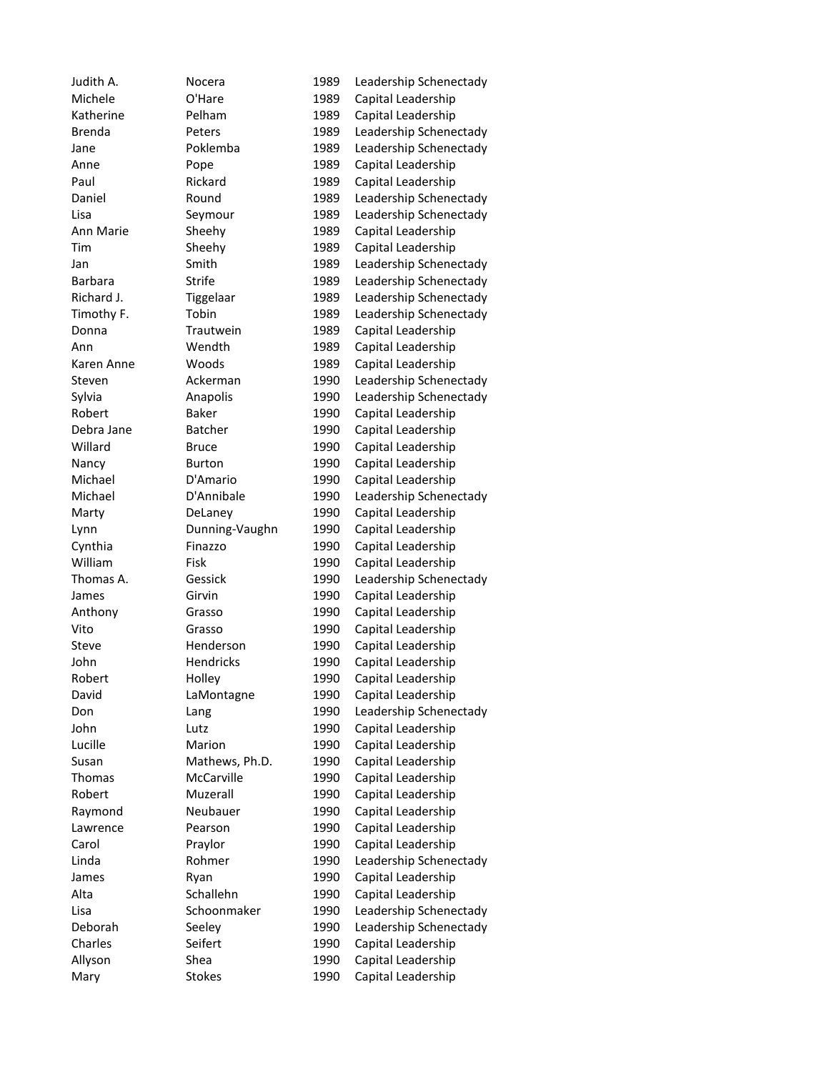| | | | |
|---|---|---|---|
| Judith A. | Nocera | 1989 | Leadership Schenectady |
| Michele | O'Hare | 1989 | Capital Leadership |
| Katherine | Pelham | 1989 | Capital Leadership |
| Brenda | Peters | 1989 | Leadership Schenectady |
| Jane | Poklemba | 1989 | Leadership Schenectady |
| Anne | Pope | 1989 | Capital Leadership |
| Paul | Rickard | 1989 | Capital Leadership |
| Daniel | Round | 1989 | Leadership Schenectady |
| Lisa | Seymour | 1989 | Leadership Schenectady |
| Ann Marie | Sheehy | 1989 | Capital Leadership |
| Tim | Sheehy | 1989 | Capital Leadership |
| Jan | Smith | 1989 | Leadership Schenectady |
| Barbara | Strife | 1989 | Leadership Schenectady |
| Richard J. | Tiggelaar | 1989 | Leadership Schenectady |
| Timothy F. | Tobin | 1989 | Leadership Schenectady |
| Donna | Trautwein | 1989 | Capital Leadership |
| Ann | Wendth | 1989 | Capital Leadership |
| Karen Anne | Woods | 1989 | Capital Leadership |
| Steven | Ackerman | 1990 | Leadership Schenectady |
| Sylvia | Anapolis | 1990 | Leadership Schenectady |
| Robert | Baker | 1990 | Capital Leadership |
| Debra Jane | Batcher | 1990 | Capital Leadership |
| Willard | Bruce | 1990 | Capital Leadership |
| Nancy | Burton | 1990 | Capital Leadership |
| Michael | D'Amario | 1990 | Capital Leadership |
| Michael | D'Annibale | 1990 | Leadership Schenectady |
| Marty | DeLaney | 1990 | Capital Leadership |
| Lynn | Dunning-Vaughn | 1990 | Capital Leadership |
| Cynthia | Finazzo | 1990 | Capital Leadership |
| William | Fisk | 1990 | Capital Leadership |
| Thomas A. | Gessick | 1990 | Leadership Schenectady |
| James | Girvin | 1990 | Capital Leadership |
| Anthony | Grasso | 1990 | Capital Leadership |
| Vito | Grasso | 1990 | Capital Leadership |
| Steve | Henderson | 1990 | Capital Leadership |
| John | Hendricks | 1990 | Capital Leadership |
| Robert | Holley | 1990 | Capital Leadership |
| David | LaMontagne | 1990 | Capital Leadership |
| Don | Lang | 1990 | Leadership Schenectady |
| John | Lutz | 1990 | Capital Leadership |
| Lucille | Marion | 1990 | Capital Leadership |
| Susan | Mathews, Ph.D. | 1990 | Capital Leadership |
| Thomas | McCarville | 1990 | Capital Leadership |
| Robert | Muzerall | 1990 | Capital Leadership |
| Raymond | Neubauer | 1990 | Capital Leadership |
| Lawrence | Pearson | 1990 | Capital Leadership |
| Carol | Praylor | 1990 | Capital Leadership |
| Linda | Rohmer | 1990 | Leadership Schenectady |
| James | Ryan | 1990 | Capital Leadership |
| Alta | Schallehn | 1990 | Capital Leadership |
| Lisa | Schoonmaker | 1990 | Leadership Schenectady |
| Deborah | Seeley | 1990 | Leadership Schenectady |
| Charles | Seifert | 1990 | Capital Leadership |
| Allyson | Shea | 1990 | Capital Leadership |
| Mary | Stokes | 1990 | Capital Leadership |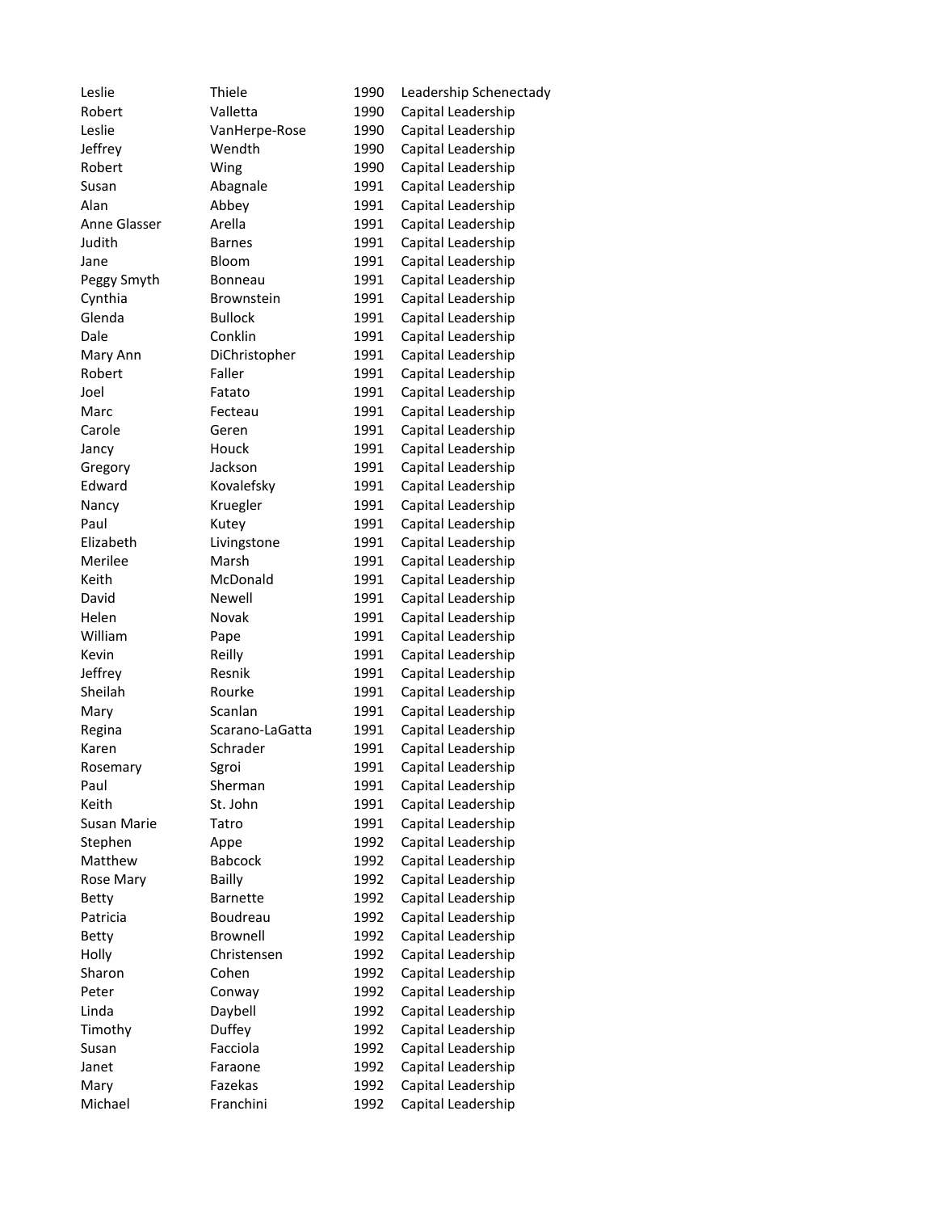| | | | |
|---|---|---|---|
| Leslie | Thiele | 1990 | Leadership Schenectady |
| Robert | Valletta | 1990 | Capital Leadership |
| Leslie | VanHerpe-Rose | 1990 | Capital Leadership |
| Jeffrey | Wendth | 1990 | Capital Leadership |
| Robert | Wing | 1990 | Capital Leadership |
| Susan | Abagnale | 1991 | Capital Leadership |
| Alan | Abbey | 1991 | Capital Leadership |
| Anne Glasser | Arella | 1991 | Capital Leadership |
| Judith | Barnes | 1991 | Capital Leadership |
| Jane | Bloom | 1991 | Capital Leadership |
| Peggy Smyth | Bonneau | 1991 | Capital Leadership |
| Cynthia | Brownstein | 1991 | Capital Leadership |
| Glenda | Bullock | 1991 | Capital Leadership |
| Dale | Conklin | 1991 | Capital Leadership |
| Mary Ann | DiChristopher | 1991 | Capital Leadership |
| Robert | Faller | 1991 | Capital Leadership |
| Joel | Fatato | 1991 | Capital Leadership |
| Marc | Fecteau | 1991 | Capital Leadership |
| Carole | Geren | 1991 | Capital Leadership |
| Jancy | Houck | 1991 | Capital Leadership |
| Gregory | Jackson | 1991 | Capital Leadership |
| Edward | Kovalefsky | 1991 | Capital Leadership |
| Nancy | Kruegler | 1991 | Capital Leadership |
| Paul | Kutey | 1991 | Capital Leadership |
| Elizabeth | Livingstone | 1991 | Capital Leadership |
| Merilee | Marsh | 1991 | Capital Leadership |
| Keith | McDonald | 1991 | Capital Leadership |
| David | Newell | 1991 | Capital Leadership |
| Helen | Novak | 1991 | Capital Leadership |
| William | Pape | 1991 | Capital Leadership |
| Kevin | Reilly | 1991 | Capital Leadership |
| Jeffrey | Resnik | 1991 | Capital Leadership |
| Sheilah | Rourke | 1991 | Capital Leadership |
| Mary | Scanlan | 1991 | Capital Leadership |
| Regina | Scarano-LaGatta | 1991 | Capital Leadership |
| Karen | Schrader | 1991 | Capital Leadership |
| Rosemary | Sgroi | 1991 | Capital Leadership |
| Paul | Sherman | 1991 | Capital Leadership |
| Keith | St. John | 1991 | Capital Leadership |
| Susan Marie | Tatro | 1991 | Capital Leadership |
| Stephen | Appe | 1992 | Capital Leadership |
| Matthew | Babcock | 1992 | Capital Leadership |
| Rose Mary | Bailly | 1992 | Capital Leadership |
| Betty | Barnette | 1992 | Capital Leadership |
| Patricia | Boudreau | 1992 | Capital Leadership |
| Betty | Brownell | 1992 | Capital Leadership |
| Holly | Christensen | 1992 | Capital Leadership |
| Sharon | Cohen | 1992 | Capital Leadership |
| Peter | Conway | 1992 | Capital Leadership |
| Linda | Daybell | 1992 | Capital Leadership |
| Timothy | Duffey | 1992 | Capital Leadership |
| Susan | Facciola | 1992 | Capital Leadership |
| Janet | Faraone | 1992 | Capital Leadership |
| Mary | Fazekas | 1992 | Capital Leadership |
| Michael | Franchini | 1992 | Capital Leadership |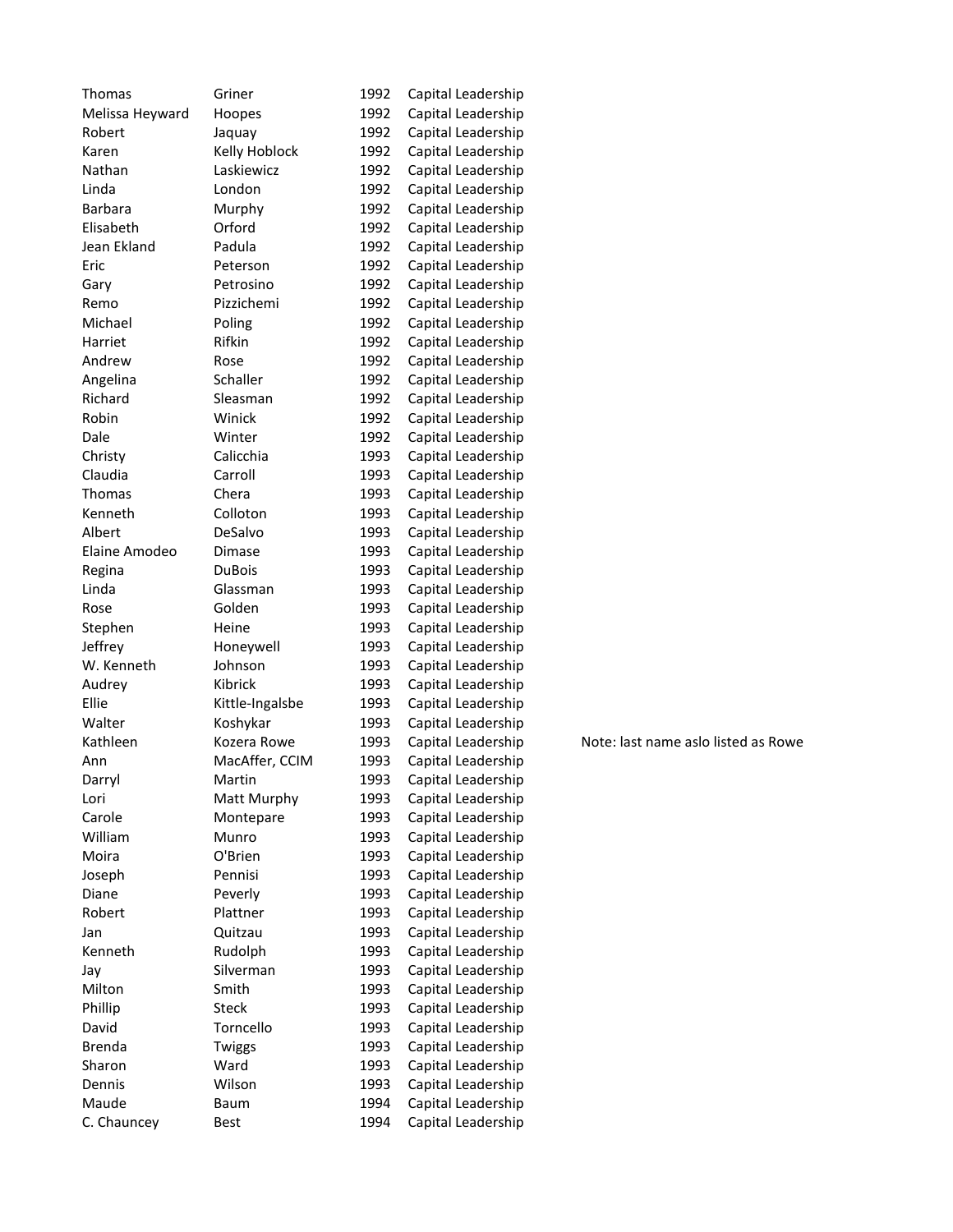| | | | | |
|---|---|---|---|---|
| Thomas | Griner | 1992 | Capital Leadership | |
| Melissa Heyward | Hoopes | 1992 | Capital Leadership | |
| Robert | Jaquay | 1992 | Capital Leadership | |
| Karen | Kelly Hoblock | 1992 | Capital Leadership | |
| Nathan | Laskiewicz | 1992 | Capital Leadership | |
| Linda | London | 1992 | Capital Leadership | |
| Barbara | Murphy | 1992 | Capital Leadership | |
| Elisabeth | Orford | 1992 | Capital Leadership | |
| Jean Ekland | Padula | 1992 | Capital Leadership | |
| Eric | Peterson | 1992 | Capital Leadership | |
| Gary | Petrosino | 1992 | Capital Leadership | |
| Remo | Pizzichemi | 1992 | Capital Leadership | |
| Michael | Poling | 1992 | Capital Leadership | |
| Harriet | Rifkin | 1992 | Capital Leadership | |
| Andrew | Rose | 1992 | Capital Leadership | |
| Angelina | Schaller | 1992 | Capital Leadership | |
| Richard | Sleasman | 1992 | Capital Leadership | |
| Robin | Winick | 1992 | Capital Leadership | |
| Dale | Winter | 1992 | Capital Leadership | |
| Christy | Calicchia | 1993 | Capital Leadership | |
| Claudia | Carroll | 1993 | Capital Leadership | |
| Thomas | Chera | 1993 | Capital Leadership | |
| Kenneth | Colloton | 1993 | Capital Leadership | |
| Albert | DeSalvo | 1993 | Capital Leadership | |
| Elaine Amodeo | Dimase | 1993 | Capital Leadership | |
| Regina | DuBois | 1993 | Capital Leadership | |
| Linda | Glassman | 1993 | Capital Leadership | |
| Rose | Golden | 1993 | Capital Leadership | |
| Stephen | Heine | 1993 | Capital Leadership | |
| Jeffrey | Honeywell | 1993 | Capital Leadership | |
| W. Kenneth | Johnson | 1993 | Capital Leadership | |
| Audrey | Kibrick | 1993 | Capital Leadership | |
| Ellie | Kittle-Ingalsbe | 1993 | Capital Leadership | |
| Walter | Koshykar | 1993 | Capital Leadership | |
| Kathleen | Kozera Rowe | 1993 | Capital Leadership | Note: last name aslo listed as Rowe |
| Ann | MacAffer, CCIM | 1993 | Capital Leadership | |
| Darryl | Martin | 1993 | Capital Leadership | |
| Lori | Matt Murphy | 1993 | Capital Leadership | |
| Carole | Montepare | 1993 | Capital Leadership | |
| William | Munro | 1993 | Capital Leadership | |
| Moira | O'Brien | 1993 | Capital Leadership | |
| Joseph | Pennisi | 1993 | Capital Leadership | |
| Diane | Peverly | 1993 | Capital Leadership | |
| Robert | Plattner | 1993 | Capital Leadership | |
| Jan | Quitzau | 1993 | Capital Leadership | |
| Kenneth | Rudolph | 1993 | Capital Leadership | |
| Jay | Silverman | 1993 | Capital Leadership | |
| Milton | Smith | 1993 | Capital Leadership | |
| Phillip | Steck | 1993 | Capital Leadership | |
| David | Torncello | 1993 | Capital Leadership | |
| Brenda | Twiggs | 1993 | Capital Leadership | |
| Sharon | Ward | 1993 | Capital Leadership | |
| Dennis | Wilson | 1993 | Capital Leadership | |
| Maude | Baum | 1994 | Capital Leadership | |
| C. Chauncey | Best | 1994 | Capital Leadership | |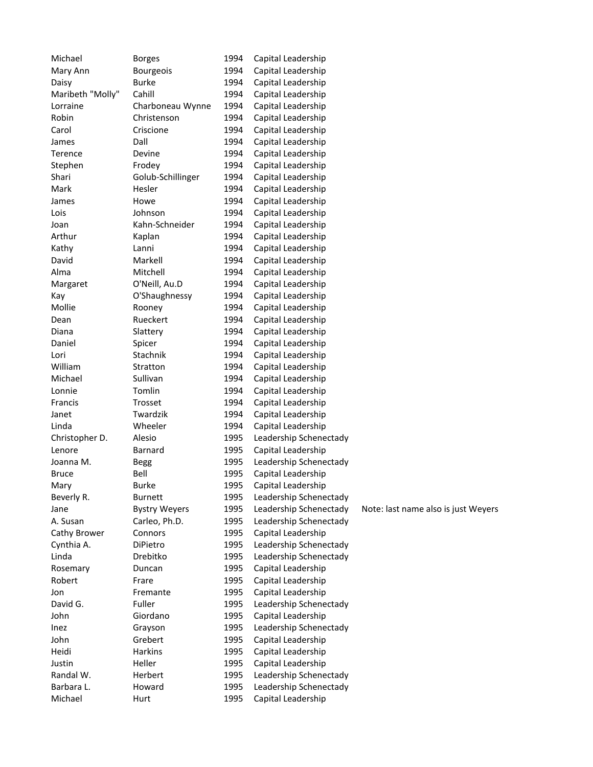| | | | | |
|---|---|---|---|---|
| Michael | Borges | 1994 | Capital Leadership | |
| Mary Ann | Bourgeois | 1994 | Capital Leadership | |
| Daisy | Burke | 1994 | Capital Leadership | |
| Maribeth "Molly" | Cahill | 1994 | Capital Leadership | |
| Lorraine | Charboneau Wynne | 1994 | Capital Leadership | |
| Robin | Christenson | 1994 | Capital Leadership | |
| Carol | Criscione | 1994 | Capital Leadership | |
| James | Dall | 1994 | Capital Leadership | |
| Terence | Devine | 1994 | Capital Leadership | |
| Stephen | Frodey | 1994 | Capital Leadership | |
| Shari | Golub-Schillinger | 1994 | Capital Leadership | |
| Mark | Hesler | 1994 | Capital Leadership | |
| James | Howe | 1994 | Capital Leadership | |
| Lois | Johnson | 1994 | Capital Leadership | |
| Joan | Kahn-Schneider | 1994 | Capital Leadership | |
| Arthur | Kaplan | 1994 | Capital Leadership | |
| Kathy | Lanni | 1994 | Capital Leadership | |
| David | Markell | 1994 | Capital Leadership | |
| Alma | Mitchell | 1994 | Capital Leadership | |
| Margaret | O'Neill, Au.D | 1994 | Capital Leadership | |
| Kay | O'Shaughnessy | 1994 | Capital Leadership | |
| Mollie | Rooney | 1994 | Capital Leadership | |
| Dean | Rueckert | 1994 | Capital Leadership | |
| Diana | Slattery | 1994 | Capital Leadership | |
| Daniel | Spicer | 1994 | Capital Leadership | |
| Lori | Stachnik | 1994 | Capital Leadership | |
| William | Stratton | 1994 | Capital Leadership | |
| Michael | Sullivan | 1994 | Capital Leadership | |
| Lonnie | Tomlin | 1994 | Capital Leadership | |
| Francis | Trosset | 1994 | Capital Leadership | |
| Janet | Twardzik | 1994 | Capital Leadership | |
| Linda | Wheeler | 1994 | Capital Leadership | |
| Christopher D. | Alesio | 1995 | Leadership Schenectady | |
| Lenore | Barnard | 1995 | Capital Leadership | |
| Joanna M. | Begg | 1995 | Leadership Schenectady | |
| Bruce | Bell | 1995 | Capital Leadership | |
| Mary | Burke | 1995 | Capital Leadership | |
| Beverly R. | Burnett | 1995 | Leadership Schenectady | |
| Jane | Bystry Weyers | 1995 | Leadership Schenectady | Note: last name also is just Weyers |
| A. Susan | Carleo, Ph.D. | 1995 | Leadership Schenectady | |
| Cathy Brower | Connors | 1995 | Capital Leadership | |
| Cynthia A. | DiPietro | 1995 | Leadership Schenectady | |
| Linda | Drebitko | 1995 | Leadership Schenectady | |
| Rosemary | Duncan | 1995 | Capital Leadership | |
| Robert | Frare | 1995 | Capital Leadership | |
| Jon | Fremante | 1995 | Capital Leadership | |
| David G. | Fuller | 1995 | Leadership Schenectady | |
| John | Giordano | 1995 | Capital Leadership | |
| Inez | Grayson | 1995 | Leadership Schenectady | |
| John | Grebert | 1995 | Capital Leadership | |
| Heidi | Harkins | 1995 | Capital Leadership | |
| Justin | Heller | 1995 | Capital Leadership | |
| Randal W. | Herbert | 1995 | Leadership Schenectady | |
| Barbara L. | Howard | 1995 | Leadership Schenectady | |
| Michael | Hurt | 1995 | Capital Leadership | |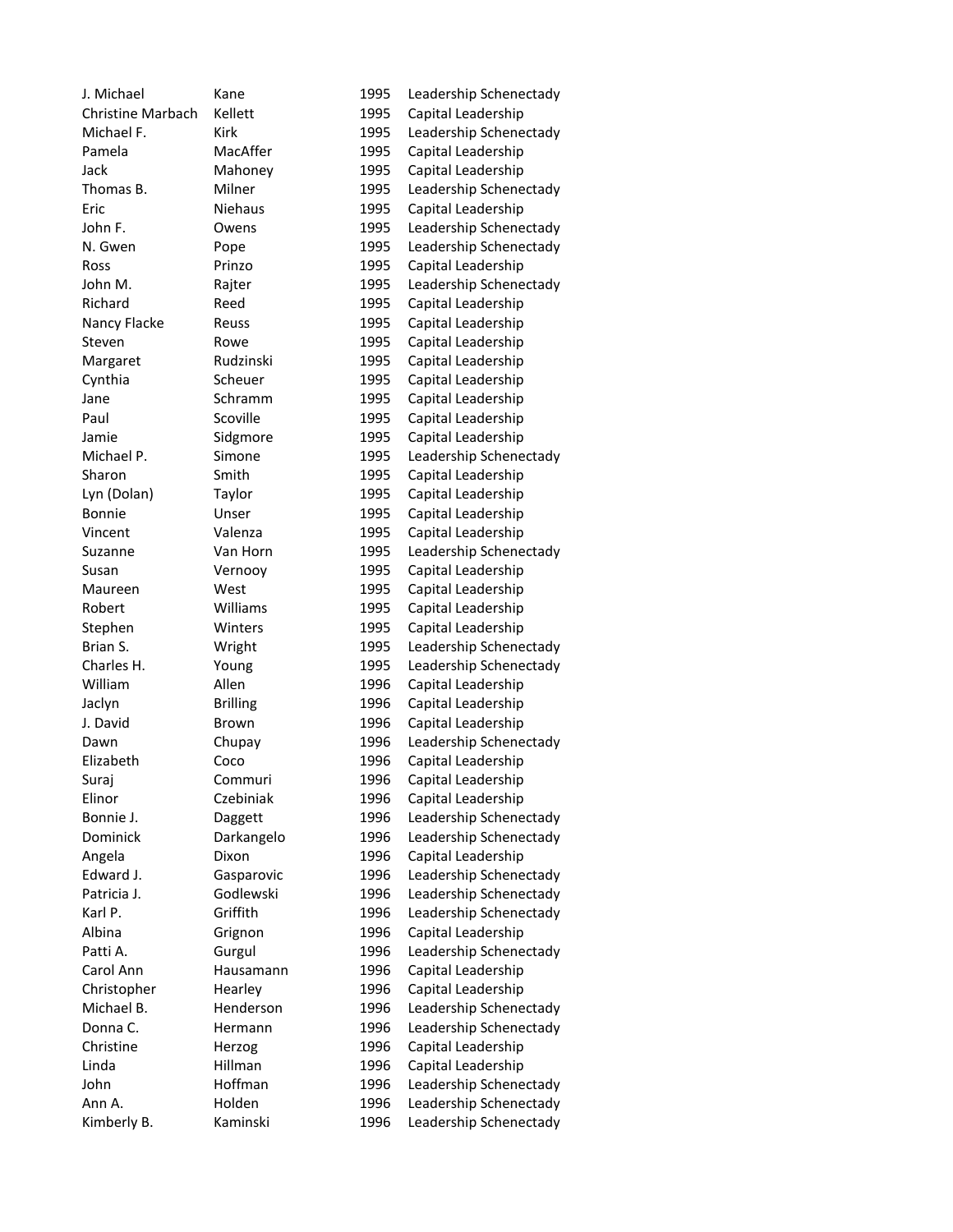| | | | |
|---|---|---|---|
| J. Michael | Kane | 1995 | Leadership Schenectady |
| Christine Marbach | Kellett | 1995 | Capital Leadership |
| Michael F. | Kirk | 1995 | Leadership Schenectady |
| Pamela | MacAffer | 1995 | Capital Leadership |
| Jack | Mahoney | 1995 | Capital Leadership |
| Thomas B. | Milner | 1995 | Leadership Schenectady |
| Eric | Niehaus | 1995 | Capital Leadership |
| John F. | Owens | 1995 | Leadership Schenectady |
| N. Gwen | Pope | 1995 | Leadership Schenectady |
| Ross | Prinzo | 1995 | Capital Leadership |
| John M. | Rajter | 1995 | Leadership Schenectady |
| Richard | Reed | 1995 | Capital Leadership |
| Nancy Flacke | Reuss | 1995 | Capital Leadership |
| Steven | Rowe | 1995 | Capital Leadership |
| Margaret | Rudzinski | 1995 | Capital Leadership |
| Cynthia | Scheuer | 1995 | Capital Leadership |
| Jane | Schramm | 1995 | Capital Leadership |
| Paul | Scoville | 1995 | Capital Leadership |
| Jamie | Sidgmore | 1995 | Capital Leadership |
| Michael P. | Simone | 1995 | Leadership Schenectady |
| Sharon | Smith | 1995 | Capital Leadership |
| Lyn (Dolan) | Taylor | 1995 | Capital Leadership |
| Bonnie | Unser | 1995 | Capital Leadership |
| Vincent | Valenza | 1995 | Capital Leadership |
| Suzanne | Van Horn | 1995 | Leadership Schenectady |
| Susan | Vernooy | 1995 | Capital Leadership |
| Maureen | West | 1995 | Capital Leadership |
| Robert | Williams | 1995 | Capital Leadership |
| Stephen | Winters | 1995 | Capital Leadership |
| Brian S. | Wright | 1995 | Leadership Schenectady |
| Charles H. | Young | 1995 | Leadership Schenectady |
| William | Allen | 1996 | Capital Leadership |
| Jaclyn | Brilling | 1996 | Capital Leadership |
| J. David | Brown | 1996 | Capital Leadership |
| Dawn | Chupay | 1996 | Leadership Schenectady |
| Elizabeth | Coco | 1996 | Capital Leadership |
| Suraj | Commuri | 1996 | Capital Leadership |
| Elinor | Czebiniak | 1996 | Capital Leadership |
| Bonnie J. | Daggett | 1996 | Leadership Schenectady |
| Dominick | Darkangelo | 1996 | Leadership Schenectady |
| Angela | Dixon | 1996 | Capital Leadership |
| Edward J. | Gasparovic | 1996 | Leadership Schenectady |
| Patricia J. | Godlewski | 1996 | Leadership Schenectady |
| Karl P. | Griffith | 1996 | Leadership Schenectady |
| Albina | Grignon | 1996 | Capital Leadership |
| Patti A. | Gurgul | 1996 | Leadership Schenectady |
| Carol Ann | Hausamann | 1996 | Capital Leadership |
| Christopher | Hearley | 1996 | Capital Leadership |
| Michael B. | Henderson | 1996 | Leadership Schenectady |
| Donna C. | Hermann | 1996 | Leadership Schenectady |
| Christine | Herzog | 1996 | Capital Leadership |
| Linda | Hillman | 1996 | Capital Leadership |
| John | Hoffman | 1996 | Leadership Schenectady |
| Ann A. | Holden | 1996 | Leadership Schenectady |
| Kimberly B. | Kaminski | 1996 | Leadership Schenectady |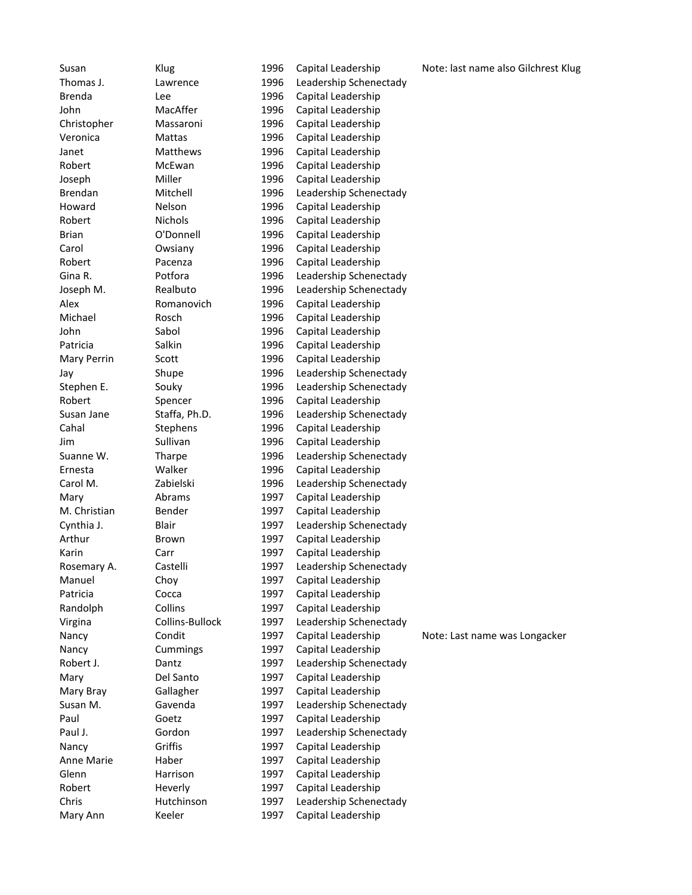| | | | | |
|---|---|---|---|---|
| Susan | Klug | 1996 | Capital Leadership | Note: last name also Gilchrest Klug |
| Thomas J. | Lawrence | 1996 | Leadership Schenectady | |
| Brenda | Lee | 1996 | Capital Leadership | |
| John | MacAffer | 1996 | Capital Leadership | |
| Christopher | Massaroni | 1996 | Capital Leadership | |
| Veronica | Mattas | 1996 | Capital Leadership | |
| Janet | Matthews | 1996 | Capital Leadership | |
| Robert | McEwan | 1996 | Capital Leadership | |
| Joseph | Miller | 1996 | Capital Leadership | |
| Brendan | Mitchell | 1996 | Leadership Schenectady | |
| Howard | Nelson | 1996 | Capital Leadership | |
| Robert | Nichols | 1996 | Capital Leadership | |
| Brian | O'Donnell | 1996 | Capital Leadership | |
| Carol | Owsiany | 1996 | Capital Leadership | |
| Robert | Pacenza | 1996 | Capital Leadership | |
| Gina R. | Potfora | 1996 | Leadership Schenectady | |
| Joseph M. | Realbuto | 1996 | Leadership Schenectady | |
| Alex | Romanovich | 1996 | Capital Leadership | |
| Michael | Rosch | 1996 | Capital Leadership | |
| John | Sabol | 1996 | Capital Leadership | |
| Patricia | Salkin | 1996 | Capital Leadership | |
| Mary Perrin | Scott | 1996 | Capital Leadership | |
| Jay | Shupe | 1996 | Leadership Schenectady | |
| Stephen E. | Souky | 1996 | Leadership Schenectady | |
| Robert | Spencer | 1996 | Capital Leadership | |
| Susan Jane | Staffa, Ph.D. | 1996 | Leadership Schenectady | |
| Cahal | Stephens | 1996 | Capital Leadership | |
| Jim | Sullivan | 1996 | Capital Leadership | |
| Suanne W. | Tharpe | 1996 | Leadership Schenectady | |
| Ernesta | Walker | 1996 | Capital Leadership | |
| Carol M. | Zabielski | 1996 | Leadership Schenectady | |
| Mary | Abrams | 1997 | Capital Leadership | |
| M. Christian | Bender | 1997 | Capital Leadership | |
| Cynthia J. | Blair | 1997 | Leadership Schenectady | |
| Arthur | Brown | 1997 | Capital Leadership | |
| Karin | Carr | 1997 | Capital Leadership | |
| Rosemary A. | Castelli | 1997 | Leadership Schenectady | |
| Manuel | Choy | 1997 | Capital Leadership | |
| Patricia | Cocca | 1997 | Capital Leadership | |
| Randolph | Collins | 1997 | Capital Leadership | |
| Virgina | Collins-Bullock | 1997 | Leadership Schenectady | |
| Nancy | Condit | 1997 | Capital Leadership | Note: Last name was Longacker |
| Nancy | Cummings | 1997 | Capital Leadership | |
| Robert J. | Dantz | 1997 | Leadership Schenectady | |
| Mary | Del Santo | 1997 | Capital Leadership | |
| Mary Bray | Gallagher | 1997 | Capital Leadership | |
| Susan M. | Gavenda | 1997 | Leadership Schenectady | |
| Paul | Goetz | 1997 | Capital Leadership | |
| Paul J. | Gordon | 1997 | Leadership Schenectady | |
| Nancy | Griffis | 1997 | Capital Leadership | |
| Anne Marie | Haber | 1997 | Capital Leadership | |
| Glenn | Harrison | 1997 | Capital Leadership | |
| Robert | Heverly | 1997 | Capital Leadership | |
| Chris | Hutchinson | 1997 | Leadership Schenectady | |
| Mary Ann | Keeler | 1997 | Capital Leadership | |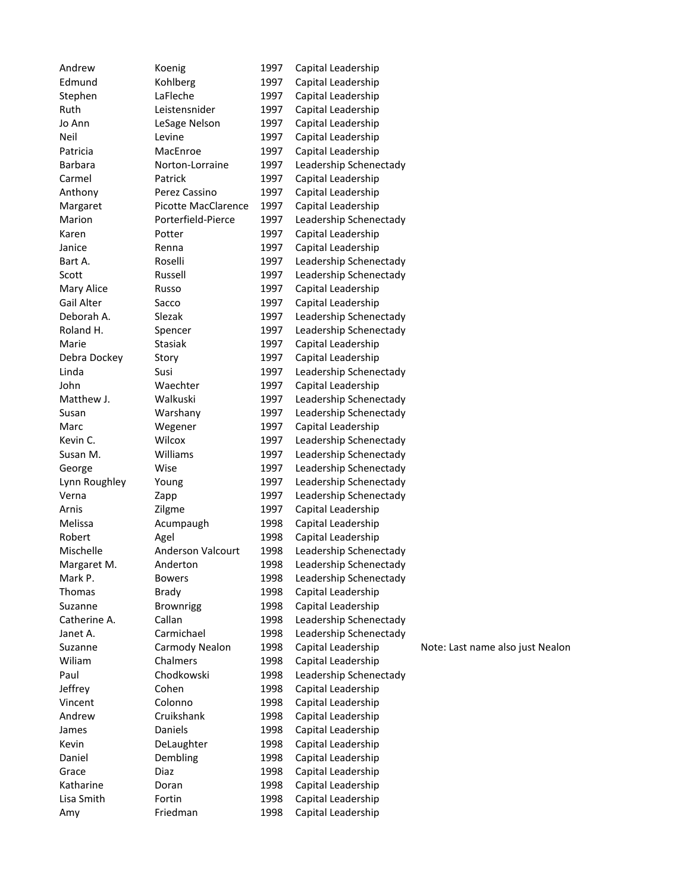| | | | | |
|---|---|---|---|---|
| Andrew | Koenig | 1997 | Capital Leadership | |
| Edmund | Kohlberg | 1997 | Capital Leadership | |
| Stephen | LaFleche | 1997 | Capital Leadership | |
| Ruth | Leistensnider | 1997 | Capital Leadership | |
| Jo Ann | LeSage Nelson | 1997 | Capital Leadership | |
| Neil | Levine | 1997 | Capital Leadership | |
| Patricia | MacEnroe | 1997 | Capital Leadership | |
| Barbara | Norton-Lorraine | 1997 | Leadership Schenectady | |
| Carmel | Patrick | 1997 | Capital Leadership | |
| Anthony | Perez Cassino | 1997 | Capital Leadership | |
| Margaret | Picotte MacClarence | 1997 | Capital Leadership | |
| Marion | Porterfield-Pierce | 1997 | Leadership Schenectady | |
| Karen | Potter | 1997 | Capital Leadership | |
| Janice | Renna | 1997 | Capital Leadership | |
| Bart A. | Roselli | 1997 | Leadership Schenectady | |
| Scott | Russell | 1997 | Leadership Schenectady | |
| Mary Alice | Russo | 1997 | Capital Leadership | |
| Gail Alter | Sacco | 1997 | Capital Leadership | |
| Deborah A. | Slezak | 1997 | Leadership Schenectady | |
| Roland H. | Spencer | 1997 | Leadership Schenectady | |
| Marie | Stasiak | 1997 | Capital Leadership | |
| Debra Dockey | Story | 1997 | Capital Leadership | |
| Linda | Susi | 1997 | Leadership Schenectady | |
| John | Waechter | 1997 | Capital Leadership | |
| Matthew J. | Walkuski | 1997 | Leadership Schenectady | |
| Susan | Warshany | 1997 | Leadership Schenectady | |
| Marc | Wegener | 1997 | Capital Leadership | |
| Kevin C. | Wilcox | 1997 | Leadership Schenectady | |
| Susan M. | Williams | 1997 | Leadership Schenectady | |
| George | Wise | 1997 | Leadership Schenectady | |
| Lynn Roughley | Young | 1997 | Leadership Schenectady | |
| Verna | Zapp | 1997 | Leadership Schenectady | |
| Arnis | Zilgme | 1997 | Capital Leadership | |
| Melissa | Acumpaugh | 1998 | Capital Leadership | |
| Robert | Agel | 1998 | Capital Leadership | |
| Mischelle | Anderson Valcourt | 1998 | Leadership Schenectady | |
| Margaret M. | Anderton | 1998 | Leadership Schenectady | |
| Mark P. | Bowers | 1998 | Leadership Schenectady | |
| Thomas | Brady | 1998 | Capital Leadership | |
| Suzanne | Brownrigg | 1998 | Capital Leadership | |
| Catherine A. | Callan | 1998 | Leadership Schenectady | |
| Janet A. | Carmichael | 1998 | Leadership Schenectady | |
| Suzanne | Carmody Nealon | 1998 | Capital Leadership | Note: Last name also just Nealon |
| Wiliam | Chalmers | 1998 | Capital Leadership | |
| Paul | Chodkowski | 1998 | Leadership Schenectady | |
| Jeffrey | Cohen | 1998 | Capital Leadership | |
| Vincent | Colonno | 1998 | Capital Leadership | |
| Andrew | Cruikshank | 1998 | Capital Leadership | |
| James | Daniels | 1998 | Capital Leadership | |
| Kevin | DeLaughter | 1998 | Capital Leadership | |
| Daniel | Dembling | 1998 | Capital Leadership | |
| Grace | Diaz | 1998 | Capital Leadership | |
| Katharine | Doran | 1998 | Capital Leadership | |
| Lisa Smith | Fortin | 1998 | Capital Leadership | |
| Amy | Friedman | 1998 | Capital Leadership | |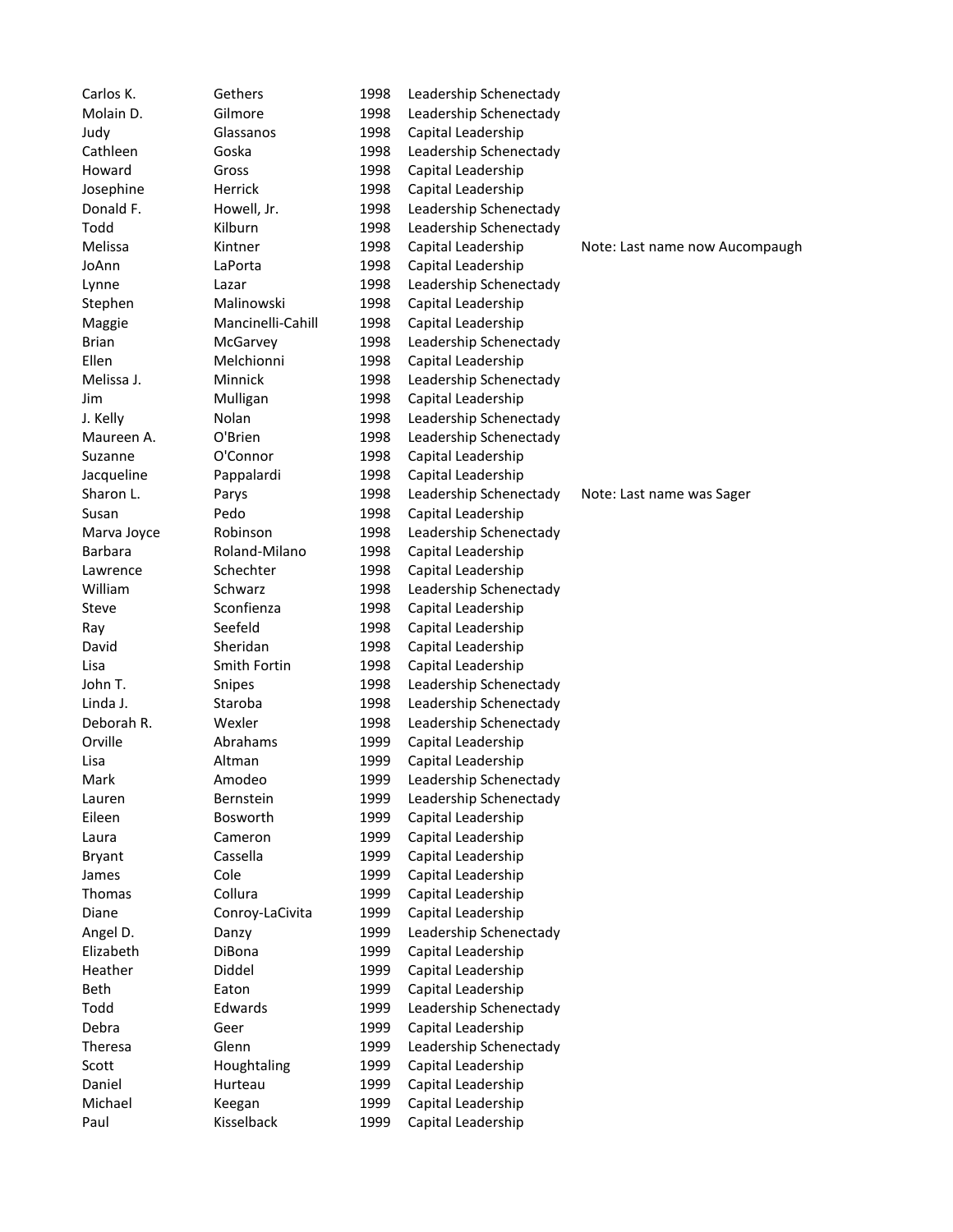| | | | | |
|---|---|---|---|---|
| Carlos K. | Gethers | 1998 | Leadership Schenectady | |
| Molain D. | Gilmore | 1998 | Leadership Schenectady | |
| Judy | Glassanos | 1998 | Capital Leadership | |
| Cathleen | Goska | 1998 | Leadership Schenectady | |
| Howard | Gross | 1998 | Capital Leadership | |
| Josephine | Herrick | 1998 | Capital Leadership | |
| Donald F. | Howell, Jr. | 1998 | Leadership Schenectady | |
| Todd | Kilburn | 1998 | Leadership Schenectady | |
| Melissa | Kintner | 1998 | Capital Leadership | Note: Last name now Aucompaugh |
| JoAnn | LaPorta | 1998 | Capital Leadership | |
| Lynne | Lazar | 1998 | Leadership Schenectady | |
| Stephen | Malinowski | 1998 | Capital Leadership | |
| Maggie | Mancinelli-Cahill | 1998 | Capital Leadership | |
| Brian | McGarvey | 1998 | Leadership Schenectady | |
| Ellen | Melchionni | 1998 | Capital Leadership | |
| Melissa J. | Minnick | 1998 | Leadership Schenectady | |
| Jim | Mulligan | 1998 | Capital Leadership | |
| J. Kelly | Nolan | 1998 | Leadership Schenectady | |
| Maureen A. | O'Brien | 1998 | Leadership Schenectady | |
| Suzanne | O'Connor | 1998 | Capital Leadership | |
| Jacqueline | Pappalardi | 1998 | Capital Leadership | |
| Sharon L. | Parys | 1998 | Leadership Schenectady | Note: Last name was Sager |
| Susan | Pedo | 1998 | Capital Leadership | |
| Marva Joyce | Robinson | 1998 | Leadership Schenectady | |
| Barbara | Roland-Milano | 1998 | Capital Leadership | |
| Lawrence | Schechter | 1998 | Capital Leadership | |
| William | Schwarz | 1998 | Leadership Schenectady | |
| Steve | Sconfienza | 1998 | Capital Leadership | |
| Ray | Seefeld | 1998 | Capital Leadership | |
| David | Sheridan | 1998 | Capital Leadership | |
| Lisa | Smith Fortin | 1998 | Capital Leadership | |
| John T. | Snipes | 1998 | Leadership Schenectady | |
| Linda J. | Staroba | 1998 | Leadership Schenectady | |
| Deborah R. | Wexler | 1998 | Leadership Schenectady | |
| Orville | Abrahams | 1999 | Capital Leadership | |
| Lisa | Altman | 1999 | Capital Leadership | |
| Mark | Amodeo | 1999 | Leadership Schenectady | |
| Lauren | Bernstein | 1999 | Leadership Schenectady | |
| Eileen | Bosworth | 1999 | Capital Leadership | |
| Laura | Cameron | 1999 | Capital Leadership | |
| Bryant | Cassella | 1999 | Capital Leadership | |
| James | Cole | 1999 | Capital Leadership | |
| Thomas | Collura | 1999 | Capital Leadership | |
| Diane | Conroy-LaCivita | 1999 | Capital Leadership | |
| Angel D. | Danzy | 1999 | Leadership Schenectady | |
| Elizabeth | DiBona | 1999 | Capital Leadership | |
| Heather | Diddel | 1999 | Capital Leadership | |
| Beth | Eaton | 1999 | Capital Leadership | |
| Todd | Edwards | 1999 | Leadership Schenectady | |
| Debra | Geer | 1999 | Capital Leadership | |
| Theresa | Glenn | 1999 | Leadership Schenectady | |
| Scott | Houghtaling | 1999 | Capital Leadership | |
| Daniel | Hurteau | 1999 | Capital Leadership | |
| Michael | Keegan | 1999 | Capital Leadership | |
| Paul | Kisselback | 1999 | Capital Leadership | |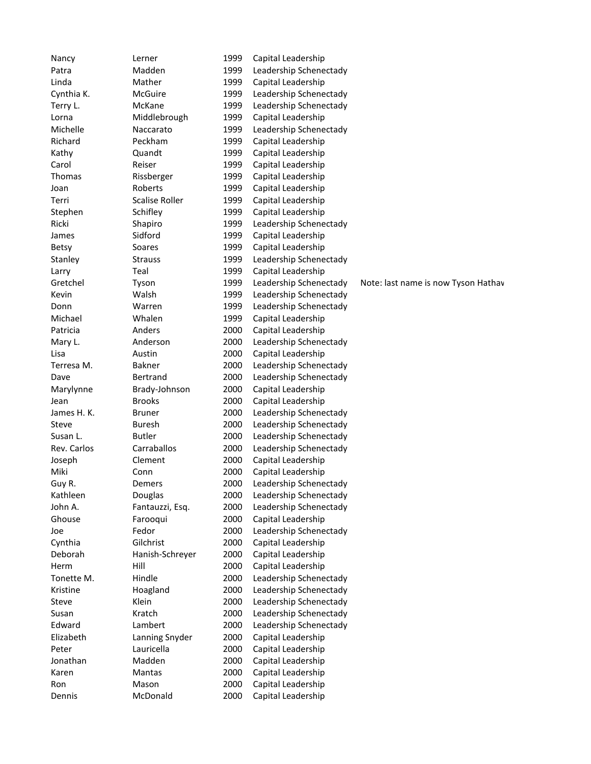| | | | | |
|---|---|---|---|---|
| Nancy | Lerner | 1999 | Capital Leadership | |
| Patra | Madden | 1999 | Leadership Schenectady | |
| Linda | Mather | 1999 | Capital Leadership | |
| Cynthia K. | McGuire | 1999 | Leadership Schenectady | |
| Terry L. | McKane | 1999 | Leadership Schenectady | |
| Lorna | Middlebrough | 1999 | Capital Leadership | |
| Michelle | Naccarato | 1999 | Leadership Schenectady | |
| Richard | Peckham | 1999 | Capital Leadership | |
| Kathy | Quandt | 1999 | Capital Leadership | |
| Carol | Reiser | 1999 | Capital Leadership | |
| Thomas | Rissberger | 1999 | Capital Leadership | |
| Joan | Roberts | 1999 | Capital Leadership | |
| Terri | Scalise Roller | 1999 | Capital Leadership | |
| Stephen | Schifley | 1999 | Capital Leadership | |
| Ricki | Shapiro | 1999 | Leadership Schenectady | |
| James | Sidford | 1999 | Capital Leadership | |
| Betsy | Soares | 1999 | Capital Leadership | |
| Stanley | Strauss | 1999 | Leadership Schenectady | |
| Larry | Teal | 1999 | Capital Leadership | |
| Gretchel | Tyson | 1999 | Leadership Schenectady | Note: last name is now Tyson Hathav |
| Kevin | Walsh | 1999 | Leadership Schenectady | |
| Donn | Warren | 1999 | Leadership Schenectady | |
| Michael | Whalen | 1999 | Capital Leadership | |
| Patricia | Anders | 2000 | Capital Leadership | |
| Mary L. | Anderson | 2000 | Leadership Schenectady | |
| Lisa | Austin | 2000 | Capital Leadership | |
| Terresa M. | Bakner | 2000 | Leadership Schenectady | |
| Dave | Bertrand | 2000 | Leadership Schenectady | |
| Marylynne | Brady-Johnson | 2000 | Capital Leadership | |
| Jean | Brooks | 2000 | Capital Leadership | |
| James H. K. | Bruner | 2000 | Leadership Schenectady | |
| Steve | Buresh | 2000 | Leadership Schenectady | |
| Susan L. | Butler | 2000 | Leadership Schenectady | |
| Rev. Carlos | Carraballos | 2000 | Leadership Schenectady | |
| Joseph | Clement | 2000 | Capital Leadership | |
| Miki | Conn | 2000 | Capital Leadership | |
| Guy R. | Demers | 2000 | Leadership Schenectady | |
| Kathleen | Douglas | 2000 | Leadership Schenectady | |
| John A. | Fantauzzi, Esq. | 2000 | Leadership Schenectady | |
| Ghouse | Farooqui | 2000 | Capital Leadership | |
| Joe | Fedor | 2000 | Leadership Schenectady | |
| Cynthia | Gilchrist | 2000 | Capital Leadership | |
| Deborah | Hanish-Schreyer | 2000 | Capital Leadership | |
| Herm | Hill | 2000 | Capital Leadership | |
| Tonette M. | Hindle | 2000 | Leadership Schenectady | |
| Kristine | Hoagland | 2000 | Leadership Schenectady | |
| Steve | Klein | 2000 | Leadership Schenectady | |
| Susan | Kratch | 2000 | Leadership Schenectady | |
| Edward | Lambert | 2000 | Leadership Schenectady | |
| Elizabeth | Lanning Snyder | 2000 | Capital Leadership | |
| Peter | Lauricella | 2000 | Capital Leadership | |
| Jonathan | Madden | 2000 | Capital Leadership | |
| Karen | Mantas | 2000 | Capital Leadership | |
| Ron | Mason | 2000 | Capital Leadership | |
| Dennis | McDonald | 2000 | Capital Leadership | |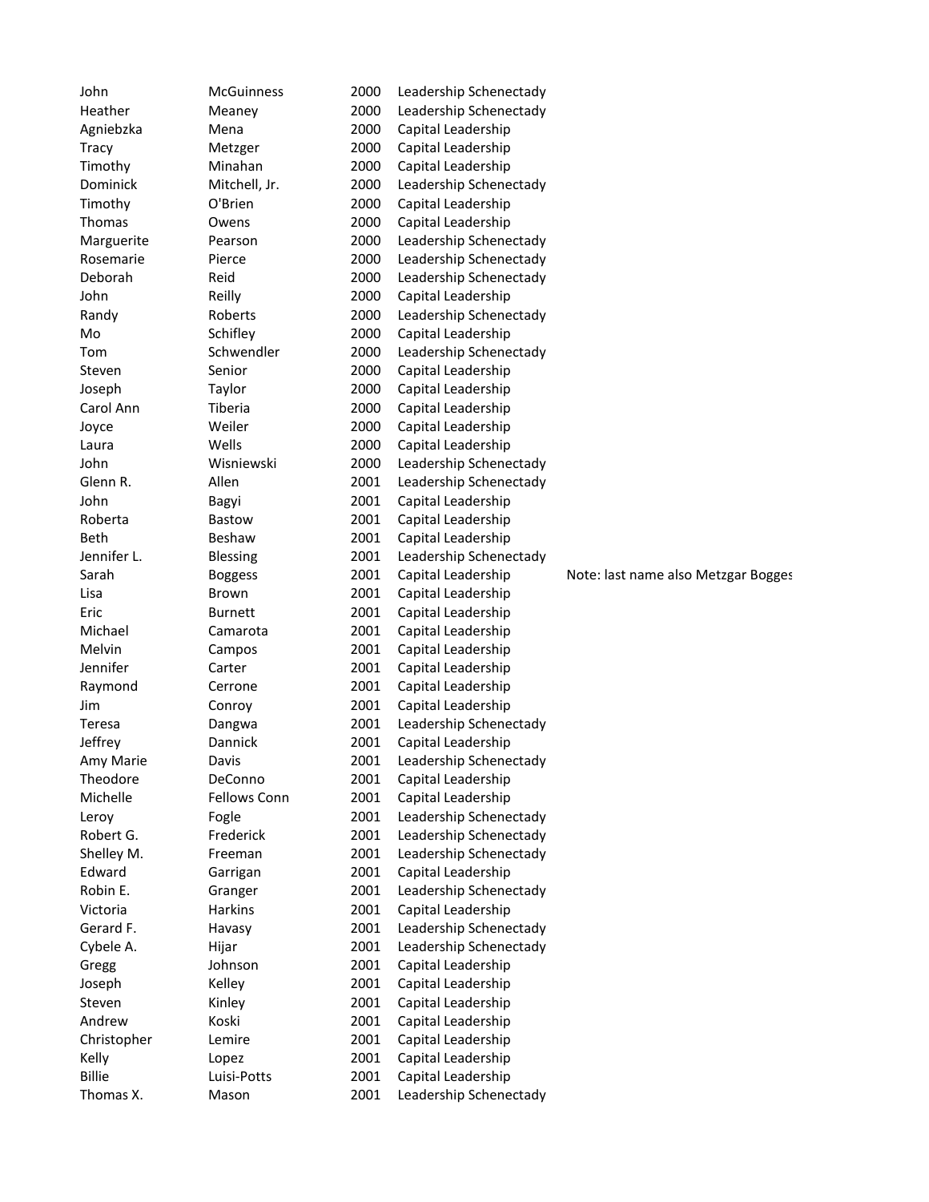| | | | | |
|---|---|---|---|---|
| John | McGuinness | 2000 | Leadership Schenectady | |
| Heather | Meaney | 2000 | Leadership Schenectady | |
| Agniebzka | Mena | 2000 | Capital Leadership | |
| Tracy | Metzger | 2000 | Capital Leadership | |
| Timothy | Minahan | 2000 | Capital Leadership | |
| Dominick | Mitchell, Jr. | 2000 | Leadership Schenectady | |
| Timothy | O'Brien | 2000 | Capital Leadership | |
| Thomas | Owens | 2000 | Capital Leadership | |
| Marguerite | Pearson | 2000 | Leadership Schenectady | |
| Rosemarie | Pierce | 2000 | Leadership Schenectady | |
| Deborah | Reid | 2000 | Leadership Schenectady | |
| John | Reilly | 2000 | Capital Leadership | |
| Randy | Roberts | 2000 | Leadership Schenectady | |
| Mo | Schifley | 2000 | Capital Leadership | |
| Tom | Schwendler | 2000 | Leadership Schenectady | |
| Steven | Senior | 2000 | Capital Leadership | |
| Joseph | Taylor | 2000 | Capital Leadership | |
| Carol Ann | Tiberia | 2000 | Capital Leadership | |
| Joyce | Weiler | 2000 | Capital Leadership | |
| Laura | Wells | 2000 | Capital Leadership | |
| John | Wisniewski | 2000 | Leadership Schenectady | |
| Glenn R. | Allen | 2001 | Leadership Schenectady | |
| John | Bagyi | 2001 | Capital Leadership | |
| Roberta | Bastow | 2001 | Capital Leadership | |
| Beth | Beshaw | 2001 | Capital Leadership | |
| Jennifer L. | Blessing | 2001 | Leadership Schenectady | |
| Sarah | Boggess | 2001 | Capital Leadership | Note: last name also Metzgar Bogges |
| Lisa | Brown | 2001 | Capital Leadership | |
| Eric | Burnett | 2001 | Capital Leadership | |
| Michael | Camarota | 2001 | Capital Leadership | |
| Melvin | Campos | 2001 | Capital Leadership | |
| Jennifer | Carter | 2001 | Capital Leadership | |
| Raymond | Cerrone | 2001 | Capital Leadership | |
| Jim | Conroy | 2001 | Capital Leadership | |
| Teresa | Dangwa | 2001 | Leadership Schenectady | |
| Jeffrey | Dannick | 2001 | Capital Leadership | |
| Amy Marie | Davis | 2001 | Leadership Schenectady | |
| Theodore | DeConno | 2001 | Capital Leadership | |
| Michelle | Fellows Conn | 2001 | Capital Leadership | |
| Leroy | Fogle | 2001 | Leadership Schenectady | |
| Robert G. | Frederick | 2001 | Leadership Schenectady | |
| Shelley M. | Freeman | 2001 | Leadership Schenectady | |
| Edward | Garrigan | 2001 | Capital Leadership | |
| Robin E. | Granger | 2001 | Leadership Schenectady | |
| Victoria | Harkins | 2001 | Capital Leadership | |
| Gerard F. | Havasy | 2001 | Leadership Schenectady | |
| Cybele A. | Hijar | 2001 | Leadership Schenectady | |
| Gregg | Johnson | 2001 | Capital Leadership | |
| Joseph | Kelley | 2001 | Capital Leadership | |
| Steven | Kinley | 2001 | Capital Leadership | |
| Andrew | Koski | 2001 | Capital Leadership | |
| Christopher | Lemire | 2001 | Capital Leadership | |
| Kelly | Lopez | 2001 | Capital Leadership | |
| Billie | Luisi-Potts | 2001 | Capital Leadership | |
| Thomas X. | Mason | 2001 | Leadership Schenectady | |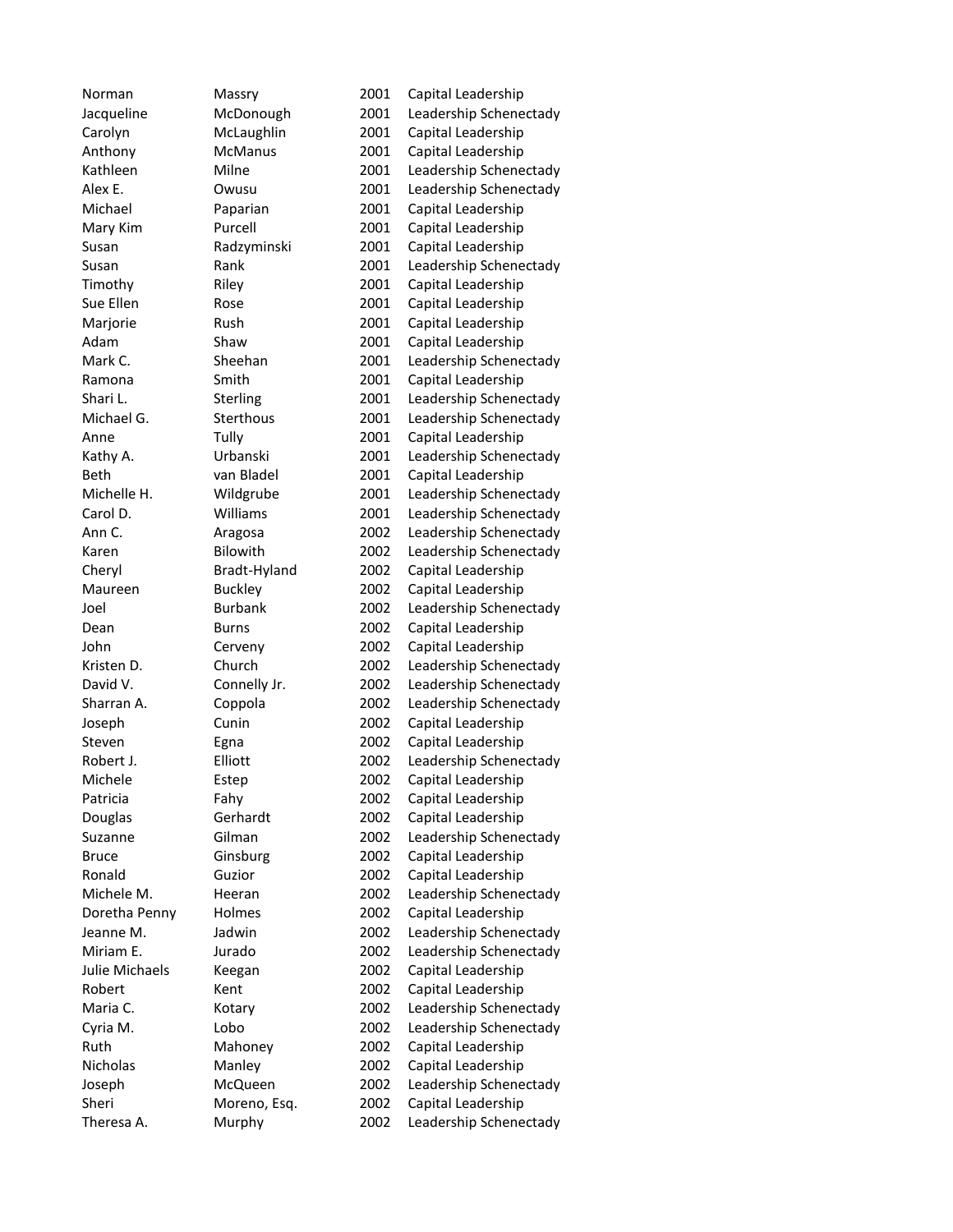| | | | |
|---|---|---|---|
| Norman | Massry | 2001 | Capital Leadership |
| Jacqueline | McDonough | 2001 | Leadership Schenectady |
| Carolyn | McLaughlin | 2001 | Capital Leadership |
| Anthony | McManus | 2001 | Capital Leadership |
| Kathleen | Milne | 2001 | Leadership Schenectady |
| Alex E. | Owusu | 2001 | Leadership Schenectady |
| Michael | Paparian | 2001 | Capital Leadership |
| Mary Kim | Purcell | 2001 | Capital Leadership |
| Susan | Radzyminski | 2001 | Capital Leadership |
| Susan | Rank | 2001 | Leadership Schenectady |
| Timothy | Riley | 2001 | Capital Leadership |
| Sue Ellen | Rose | 2001 | Capital Leadership |
| Marjorie | Rush | 2001 | Capital Leadership |
| Adam | Shaw | 2001 | Capital Leadership |
| Mark C. | Sheehan | 2001 | Leadership Schenectady |
| Ramona | Smith | 2001 | Capital Leadership |
| Shari L. | Sterling | 2001 | Leadership Schenectady |
| Michael G. | Sterthous | 2001 | Leadership Schenectady |
| Anne | Tully | 2001 | Capital Leadership |
| Kathy A. | Urbanski | 2001 | Leadership Schenectady |
| Beth | van Bladel | 2001 | Capital Leadership |
| Michelle H. | Wildgrube | 2001 | Leadership Schenectady |
| Carol D. | Williams | 2001 | Leadership Schenectady |
| Ann C. | Aragosa | 2002 | Leadership Schenectady |
| Karen | Bilowith | 2002 | Leadership Schenectady |
| Cheryl | Bradt-Hyland | 2002 | Capital Leadership |
| Maureen | Buckley | 2002 | Capital Leadership |
| Joel | Burbank | 2002 | Leadership Schenectady |
| Dean | Burns | 2002 | Capital Leadership |
| John | Cerveny | 2002 | Capital Leadership |
| Kristen D. | Church | 2002 | Leadership Schenectady |
| David V. | Connelly Jr. | 2002 | Leadership Schenectady |
| Sharran A. | Coppola | 2002 | Leadership Schenectady |
| Joseph | Cunin | 2002 | Capital Leadership |
| Steven | Egna | 2002 | Capital Leadership |
| Robert J. | Elliott | 2002 | Leadership Schenectady |
| Michele | Estep | 2002 | Capital Leadership |
| Patricia | Fahy | 2002 | Capital Leadership |
| Douglas | Gerhardt | 2002 | Capital Leadership |
| Suzanne | Gilman | 2002 | Leadership Schenectady |
| Bruce | Ginsburg | 2002 | Capital Leadership |
| Ronald | Guzior | 2002 | Capital Leadership |
| Michele M. | Heeran | 2002 | Leadership Schenectady |
| Doretha Penny | Holmes | 2002 | Capital Leadership |
| Jeanne M. | Jadwin | 2002 | Leadership Schenectady |
| Miriam E. | Jurado | 2002 | Leadership Schenectady |
| Julie Michaels | Keegan | 2002 | Capital Leadership |
| Robert | Kent | 2002 | Capital Leadership |
| Maria C. | Kotary | 2002 | Leadership Schenectady |
| Cyria M. | Lobo | 2002 | Leadership Schenectady |
| Ruth | Mahoney | 2002 | Capital Leadership |
| Nicholas | Manley | 2002 | Capital Leadership |
| Joseph | McQueen | 2002 | Leadership Schenectady |
| Sheri | Moreno, Esq. | 2002 | Capital Leadership |
| Theresa A. | Murphy | 2002 | Leadership Schenectady |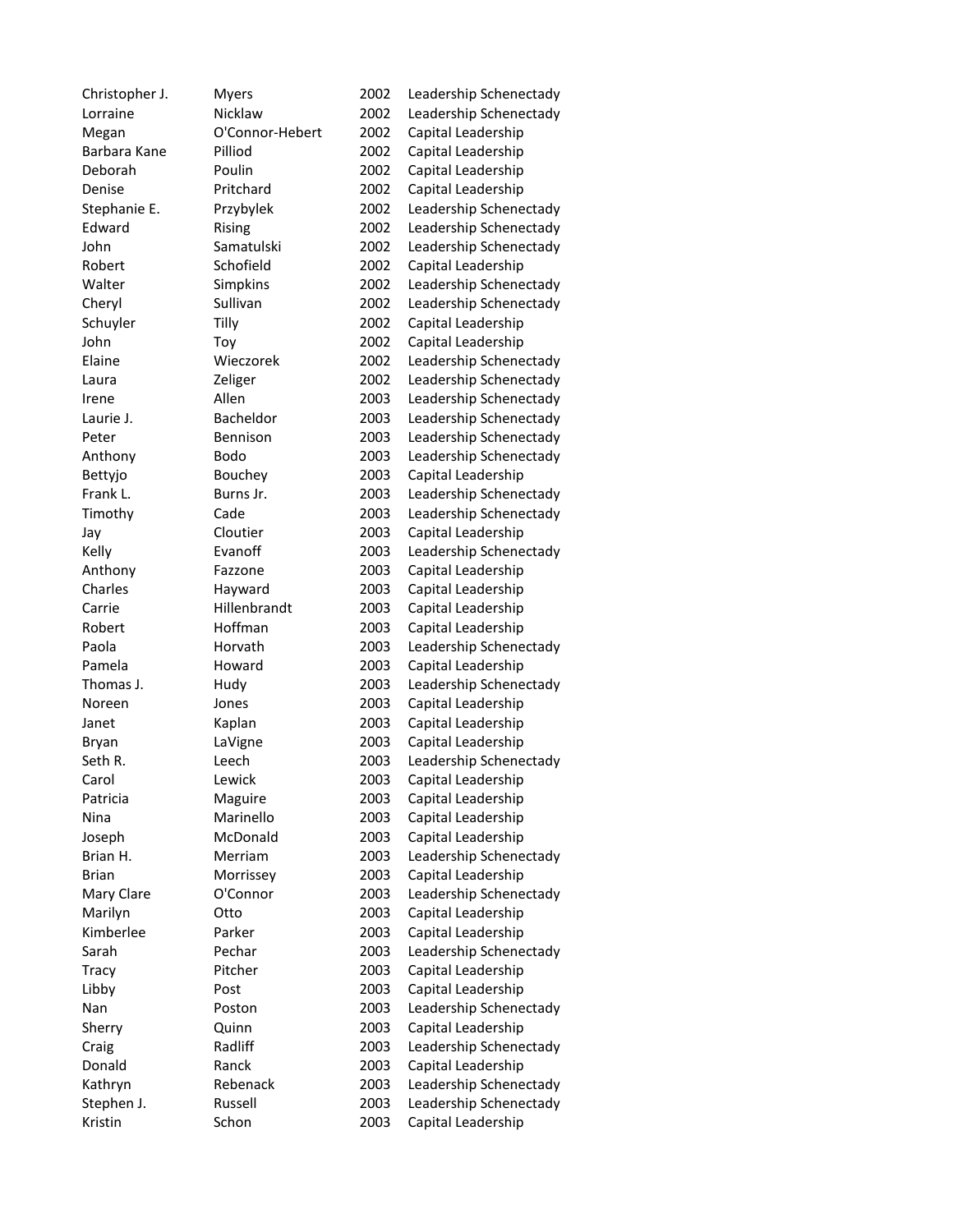| | | | |
|---|---|---|---|
| Christopher J. | Myers | 2002 | Leadership Schenectady |
| Lorraine | Nicklaw | 2002 | Leadership Schenectady |
| Megan | O'Connor-Hebert | 2002 | Capital Leadership |
| Barbara Kane | Pilliod | 2002 | Capital Leadership |
| Deborah | Poulin | 2002 | Capital Leadership |
| Denise | Pritchard | 2002 | Capital Leadership |
| Stephanie E. | Przybylek | 2002 | Leadership Schenectady |
| Edward | Rising | 2002 | Leadership Schenectady |
| John | Samatulski | 2002 | Leadership Schenectady |
| Robert | Schofield | 2002 | Capital Leadership |
| Walter | Simpkins | 2002 | Leadership Schenectady |
| Cheryl | Sullivan | 2002 | Leadership Schenectady |
| Schuyler | Tilly | 2002 | Capital Leadership |
| John | Toy | 2002 | Capital Leadership |
| Elaine | Wieczorek | 2002 | Leadership Schenectady |
| Laura | Zeliger | 2002 | Leadership Schenectady |
| Irene | Allen | 2003 | Leadership Schenectady |
| Laurie J. | Bacheldor | 2003 | Leadership Schenectady |
| Peter | Bennison | 2003 | Leadership Schenectady |
| Anthony | Bodo | 2003 | Leadership Schenectady |
| Bettyjo | Bouchey | 2003 | Capital Leadership |
| Frank L. | Burns Jr. | 2003 | Leadership Schenectady |
| Timothy | Cade | 2003 | Leadership Schenectady |
| Jay | Cloutier | 2003 | Capital Leadership |
| Kelly | Evanoff | 2003 | Leadership Schenectady |
| Anthony | Fazzone | 2003 | Capital Leadership |
| Charles | Hayward | 2003 | Capital Leadership |
| Carrie | Hillenbrandt | 2003 | Capital Leadership |
| Robert | Hoffman | 2003 | Capital Leadership |
| Paola | Horvath | 2003 | Leadership Schenectady |
| Pamela | Howard | 2003 | Capital Leadership |
| Thomas J. | Hudy | 2003 | Leadership Schenectady |
| Noreen | Jones | 2003 | Capital Leadership |
| Janet | Kaplan | 2003 | Capital Leadership |
| Bryan | LaVigne | 2003 | Capital Leadership |
| Seth R. | Leech | 2003 | Leadership Schenectady |
| Carol | Lewick | 2003 | Capital Leadership |
| Patricia | Maguire | 2003 | Capital Leadership |
| Nina | Marinello | 2003 | Capital Leadership |
| Joseph | McDonald | 2003 | Capital Leadership |
| Brian H. | Merriam | 2003 | Leadership Schenectady |
| Brian | Morrissey | 2003 | Capital Leadership |
| Mary Clare | O'Connor | 2003 | Leadership Schenectady |
| Marilyn | Otto | 2003 | Capital Leadership |
| Kimberlee | Parker | 2003 | Capital Leadership |
| Sarah | Pechar | 2003 | Leadership Schenectady |
| Tracy | Pitcher | 2003 | Capital Leadership |
| Libby | Post | 2003 | Capital Leadership |
| Nan | Poston | 2003 | Leadership Schenectady |
| Sherry | Quinn | 2003 | Capital Leadership |
| Craig | Radliff | 2003 | Leadership Schenectady |
| Donald | Ranck | 2003 | Capital Leadership |
| Kathryn | Rebenack | 2003 | Leadership Schenectady |
| Stephen J. | Russell | 2003 | Leadership Schenectady |
| Kristin | Schon | 2003 | Capital Leadership |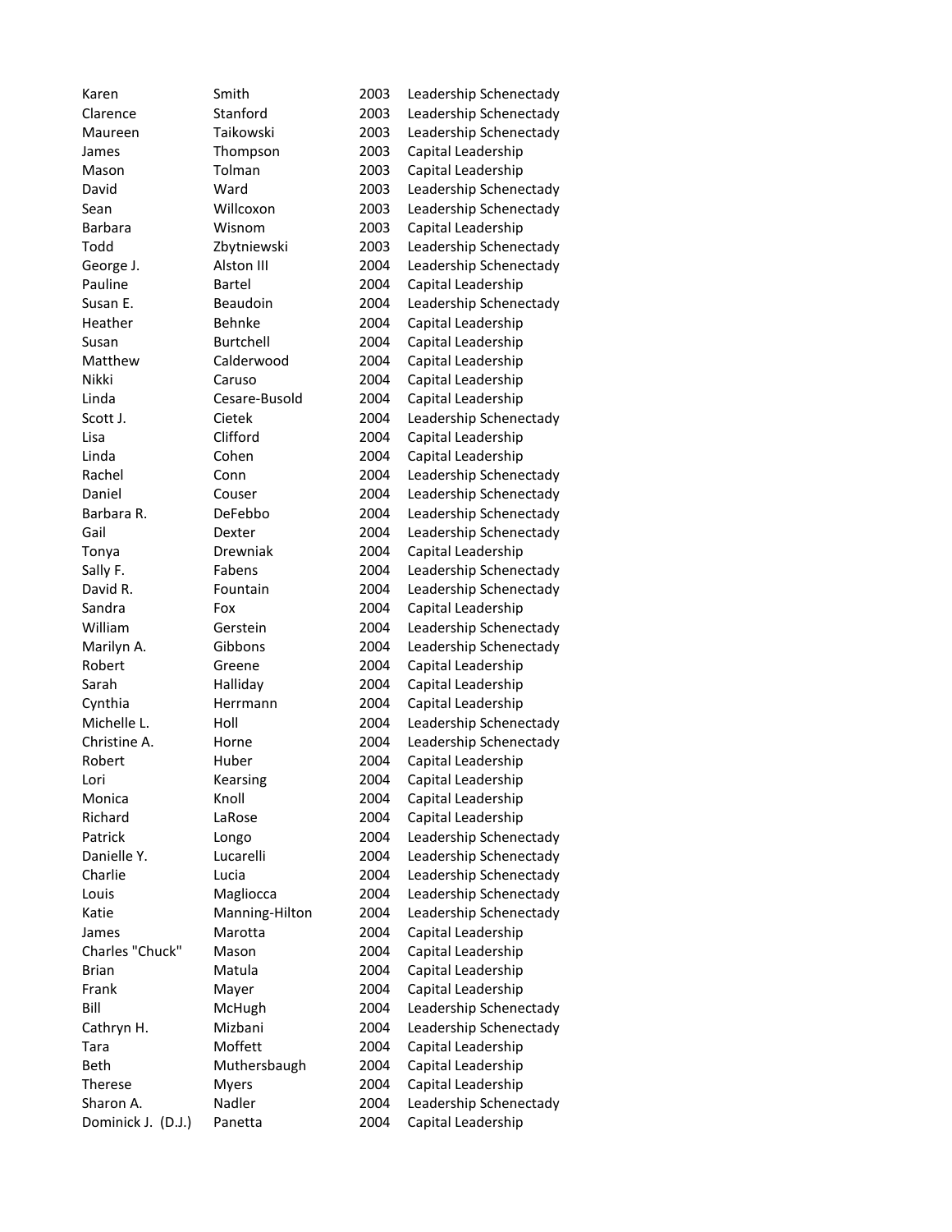| | | | |
|---|---|---|---|
| Karen | Smith | 2003 | Leadership Schenectady |
| Clarence | Stanford | 2003 | Leadership Schenectady |
| Maureen | Taikowski | 2003 | Leadership Schenectady |
| James | Thompson | 2003 | Capital Leadership |
| Mason | Tolman | 2003 | Capital Leadership |
| David | Ward | 2003 | Leadership Schenectady |
| Sean | Willcoxon | 2003 | Leadership Schenectady |
| Barbara | Wisnom | 2003 | Capital Leadership |
| Todd | Zbytniewski | 2003 | Leadership Schenectady |
| George J. | Alston III | 2004 | Leadership Schenectady |
| Pauline | Bartel | 2004 | Capital Leadership |
| Susan E. | Beaudoin | 2004 | Leadership Schenectady |
| Heather | Behnke | 2004 | Capital Leadership |
| Susan | Burtchell | 2004 | Capital Leadership |
| Matthew | Calderwood | 2004 | Capital Leadership |
| Nikki | Caruso | 2004 | Capital Leadership |
| Linda | Cesare-Busold | 2004 | Capital Leadership |
| Scott J. | Cietek | 2004 | Leadership Schenectady |
| Lisa | Clifford | 2004 | Capital Leadership |
| Linda | Cohen | 2004 | Capital Leadership |
| Rachel | Conn | 2004 | Leadership Schenectady |
| Daniel | Couser | 2004 | Leadership Schenectady |
| Barbara R. | DeFebbo | 2004 | Leadership Schenectady |
| Gail | Dexter | 2004 | Leadership Schenectady |
| Tonya | Drewniak | 2004 | Capital Leadership |
| Sally F. | Fabens | 2004 | Leadership Schenectady |
| David R. | Fountain | 2004 | Leadership Schenectady |
| Sandra | Fox | 2004 | Capital Leadership |
| William | Gerstein | 2004 | Leadership Schenectady |
| Marilyn A. | Gibbons | 2004 | Leadership Schenectady |
| Robert | Greene | 2004 | Capital Leadership |
| Sarah | Halliday | 2004 | Capital Leadership |
| Cynthia | Herrmann | 2004 | Capital Leadership |
| Michelle L. | Holl | 2004 | Leadership Schenectady |
| Christine A. | Horne | 2004 | Leadership Schenectady |
| Robert | Huber | 2004 | Capital Leadership |
| Lori | Kearsing | 2004 | Capital Leadership |
| Monica | Knoll | 2004 | Capital Leadership |
| Richard | LaRose | 2004 | Capital Leadership |
| Patrick | Longo | 2004 | Leadership Schenectady |
| Danielle Y. | Lucarelli | 2004 | Leadership Schenectady |
| Charlie | Lucia | 2004 | Leadership Schenectady |
| Louis | Magliocca | 2004 | Leadership Schenectady |
| Katie | Manning-Hilton | 2004 | Leadership Schenectady |
| James | Marotta | 2004 | Capital Leadership |
| Charles "Chuck" | Mason | 2004 | Capital Leadership |
| Brian | Matula | 2004 | Capital Leadership |
| Frank | Mayer | 2004 | Capital Leadership |
| Bill | McHugh | 2004 | Leadership Schenectady |
| Cathryn H. | Mizbani | 2004 | Leadership Schenectady |
| Tara | Moffett | 2004 | Capital Leadership |
| Beth | Muthersbaugh | 2004 | Capital Leadership |
| Therese | Myers | 2004 | Capital Leadership |
| Sharon A. | Nadler | 2004 | Leadership Schenectady |
| Dominick J. (D.J.) | Panetta | 2004 | Capital Leadership |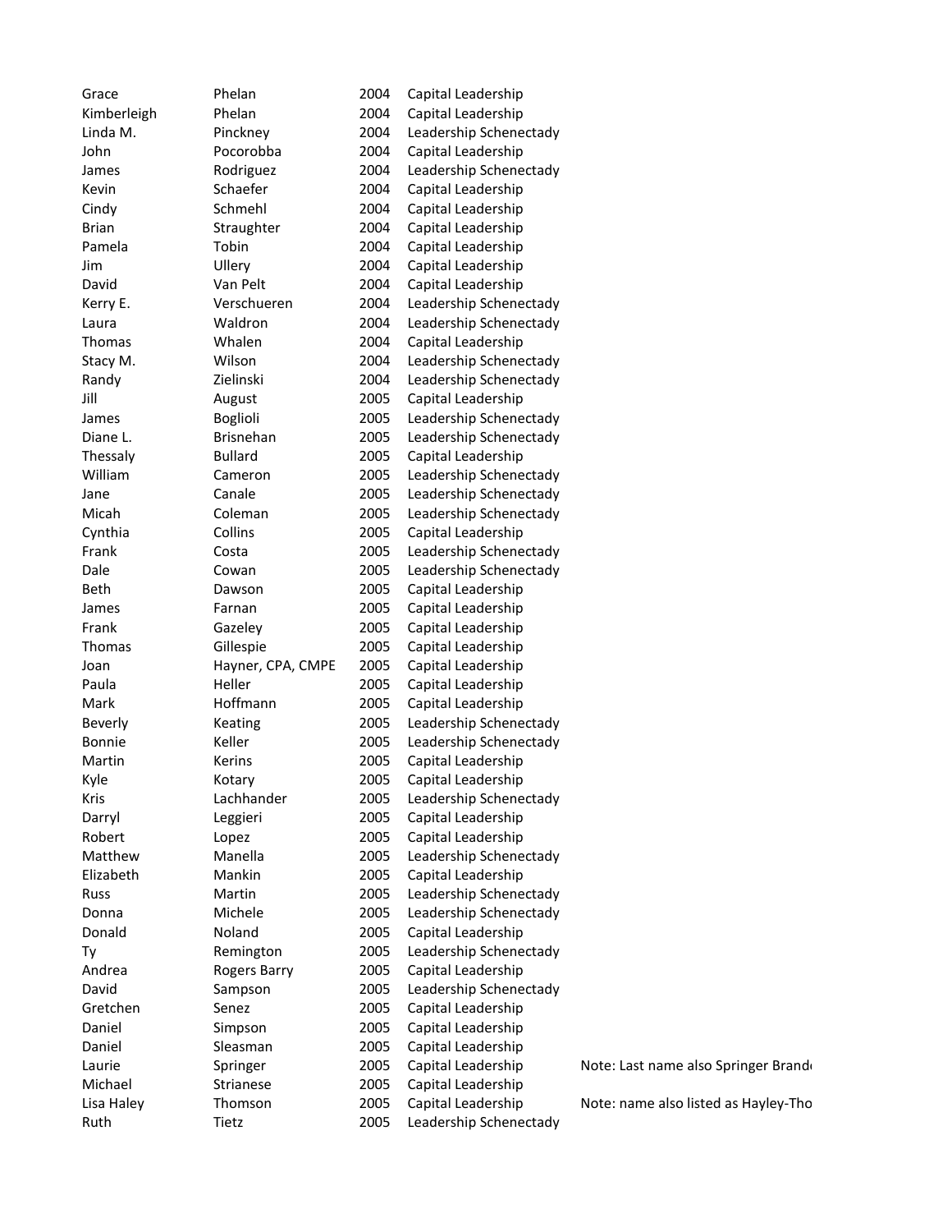| | | | | |
|---|---|---|---|---|
| Grace | Phelan | 2004 | Capital Leadership | |
| Kimberleigh | Phelan | 2004 | Capital Leadership | |
| Linda M. | Pinckney | 2004 | Leadership Schenectady | |
| John | Pocorobba | 2004 | Capital Leadership | |
| James | Rodriguez | 2004 | Leadership Schenectady | |
| Kevin | Schaefer | 2004 | Capital Leadership | |
| Cindy | Schmehl | 2004 | Capital Leadership | |
| Brian | Straughter | 2004 | Capital Leadership | |
| Pamela | Tobin | 2004 | Capital Leadership | |
| Jim | Ullery | 2004 | Capital Leadership | |
| David | Van Pelt | 2004 | Capital Leadership | |
| Kerry E. | Verschueren | 2004 | Leadership Schenectady | |
| Laura | Waldron | 2004 | Leadership Schenectady | |
| Thomas | Whalen | 2004 | Capital Leadership | |
| Stacy M. | Wilson | 2004 | Leadership Schenectady | |
| Randy | Zielinski | 2004 | Leadership Schenectady | |
| Jill | August | 2005 | Capital Leadership | |
| James | Boglioli | 2005 | Leadership Schenectady | |
| Diane L. | Brisnehan | 2005 | Leadership Schenectady | |
| Thessaly | Bullard | 2005 | Capital Leadership | |
| William | Cameron | 2005 | Leadership Schenectady | |
| Jane | Canale | 2005 | Leadership Schenectady | |
| Micah | Coleman | 2005 | Leadership Schenectady | |
| Cynthia | Collins | 2005 | Capital Leadership | |
| Frank | Costa | 2005 | Leadership Schenectady | |
| Dale | Cowan | 2005 | Leadership Schenectady | |
| Beth | Dawson | 2005 | Capital Leadership | |
| James | Farnan | 2005 | Capital Leadership | |
| Frank | Gazeley | 2005 | Capital Leadership | |
| Thomas | Gillespie | 2005 | Capital Leadership | |
| Joan | Hayner, CPA, CMPE | 2005 | Capital Leadership | |
| Paula | Heller | 2005 | Capital Leadership | |
| Mark | Hoffmann | 2005 | Capital Leadership | |
| Beverly | Keating | 2005 | Leadership Schenectady | |
| Bonnie | Keller | 2005 | Leadership Schenectady | |
| Martin | Kerins | 2005 | Capital Leadership | |
| Kyle | Kotary | 2005 | Capital Leadership | |
| Kris | Lachhander | 2005 | Leadership Schenectady | |
| Darryl | Leggieri | 2005 | Capital Leadership | |
| Robert | Lopez | 2005 | Capital Leadership | |
| Matthew | Manella | 2005 | Leadership Schenectady | |
| Elizabeth | Mankin | 2005 | Capital Leadership | |
| Russ | Martin | 2005 | Leadership Schenectady | |
| Donna | Michele | 2005 | Leadership Schenectady | |
| Donald | Noland | 2005 | Capital Leadership | |
| Ty | Remington | 2005 | Leadership Schenectady | |
| Andrea | Rogers Barry | 2005 | Capital Leadership | |
| David | Sampson | 2005 | Leadership Schenectady | |
| Gretchen | Senez | 2005 | Capital Leadership | |
| Daniel | Simpson | 2005 | Capital Leadership | |
| Daniel | Sleasman | 2005 | Capital Leadership | |
| Laurie | Springer | 2005 | Capital Leadership | Note: Last name also Springer Brand |
| Michael | Strianese | 2005 | Capital Leadership | |
| Lisa Haley | Thomson | 2005 | Capital Leadership | Note: name also listed as Hayley-Tho |
| Ruth | Tietz | 2005 | Leadership Schenectady | |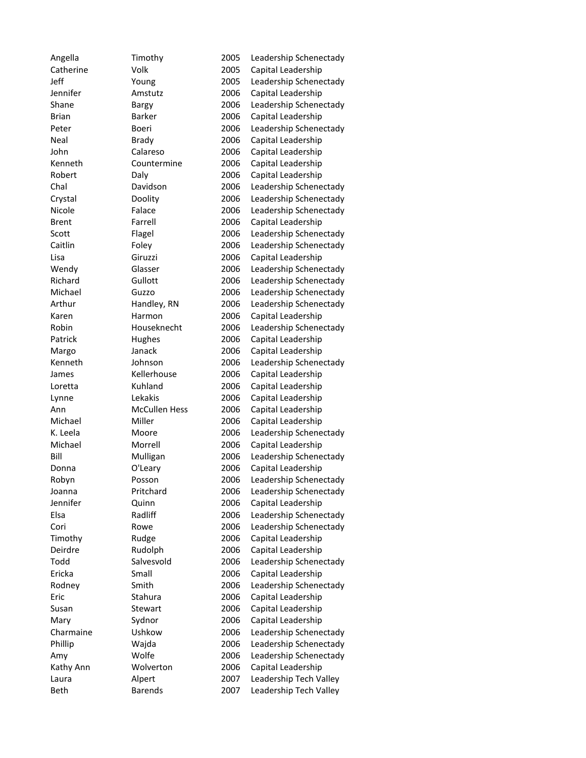| | | | |
|---|---|---|---|
| Angella | Timothy | 2005 | Leadership Schenectady |
| Catherine | Volk | 2005 | Capital Leadership |
| Jeff | Young | 2005 | Leadership Schenectady |
| Jennifer | Amstutz | 2006 | Capital Leadership |
| Shane | Bargy | 2006 | Leadership Schenectady |
| Brian | Barker | 2006 | Capital Leadership |
| Peter | Boeri | 2006 | Leadership Schenectady |
| Neal | Brady | 2006 | Capital Leadership |
| John | Calareso | 2006 | Capital Leadership |
| Kenneth | Countermine | 2006 | Capital Leadership |
| Robert | Daly | 2006 | Capital Leadership |
| Chal | Davidson | 2006 | Leadership Schenectady |
| Crystal | Doolity | 2006 | Leadership Schenectady |
| Nicole | Falace | 2006 | Leadership Schenectady |
| Brent | Farrell | 2006 | Capital Leadership |
| Scott | Flagel | 2006 | Leadership Schenectady |
| Caitlin | Foley | 2006 | Leadership Schenectady |
| Lisa | Giruzzi | 2006 | Capital Leadership |
| Wendy | Glasser | 2006 | Leadership Schenectady |
| Richard | Gullott | 2006 | Leadership Schenectady |
| Michael | Guzzo | 2006 | Leadership Schenectady |
| Arthur | Handley, RN | 2006 | Leadership Schenectady |
| Karen | Harmon | 2006 | Capital Leadership |
| Robin | Houseknecht | 2006 | Leadership Schenectady |
| Patrick | Hughes | 2006 | Capital Leadership |
| Margo | Janack | 2006 | Capital Leadership |
| Kenneth | Johnson | 2006 | Leadership Schenectady |
| James | Kellerhouse | 2006 | Capital Leadership |
| Loretta | Kuhland | 2006 | Capital Leadership |
| Lynne | Lekakis | 2006 | Capital Leadership |
| Ann | McCullen Hess | 2006 | Capital Leadership |
| Michael | Miller | 2006 | Capital Leadership |
| K. Leela | Moore | 2006 | Leadership Schenectady |
| Michael | Morrell | 2006 | Capital Leadership |
| Bill | Mulligan | 2006 | Leadership Schenectady |
| Donna | O'Leary | 2006 | Capital Leadership |
| Robyn | Posson | 2006 | Leadership Schenectady |
| Joanna | Pritchard | 2006 | Leadership Schenectady |
| Jennifer | Quinn | 2006 | Capital Leadership |
| Elsa | Radliff | 2006 | Leadership Schenectady |
| Cori | Rowe | 2006 | Leadership Schenectady |
| Timothy | Rudge | 2006 | Capital Leadership |
| Deirdre | Rudolph | 2006 | Capital Leadership |
| Todd | Salvesvold | 2006 | Leadership Schenectady |
| Ericka | Small | 2006 | Capital Leadership |
| Rodney | Smith | 2006 | Leadership Schenectady |
| Eric | Stahura | 2006 | Capital Leadership |
| Susan | Stewart | 2006 | Capital Leadership |
| Mary | Sydnor | 2006 | Capital Leadership |
| Charmaine | Ushkow | 2006 | Leadership Schenectady |
| Phillip | Wajda | 2006 | Leadership Schenectady |
| Amy | Wolfe | 2006 | Leadership Schenectady |
| Kathy Ann | Wolverton | 2006 | Capital Leadership |
| Laura | Alpert | 2007 | Leadership Tech Valley |
| Beth | Barends | 2007 | Leadership Tech Valley |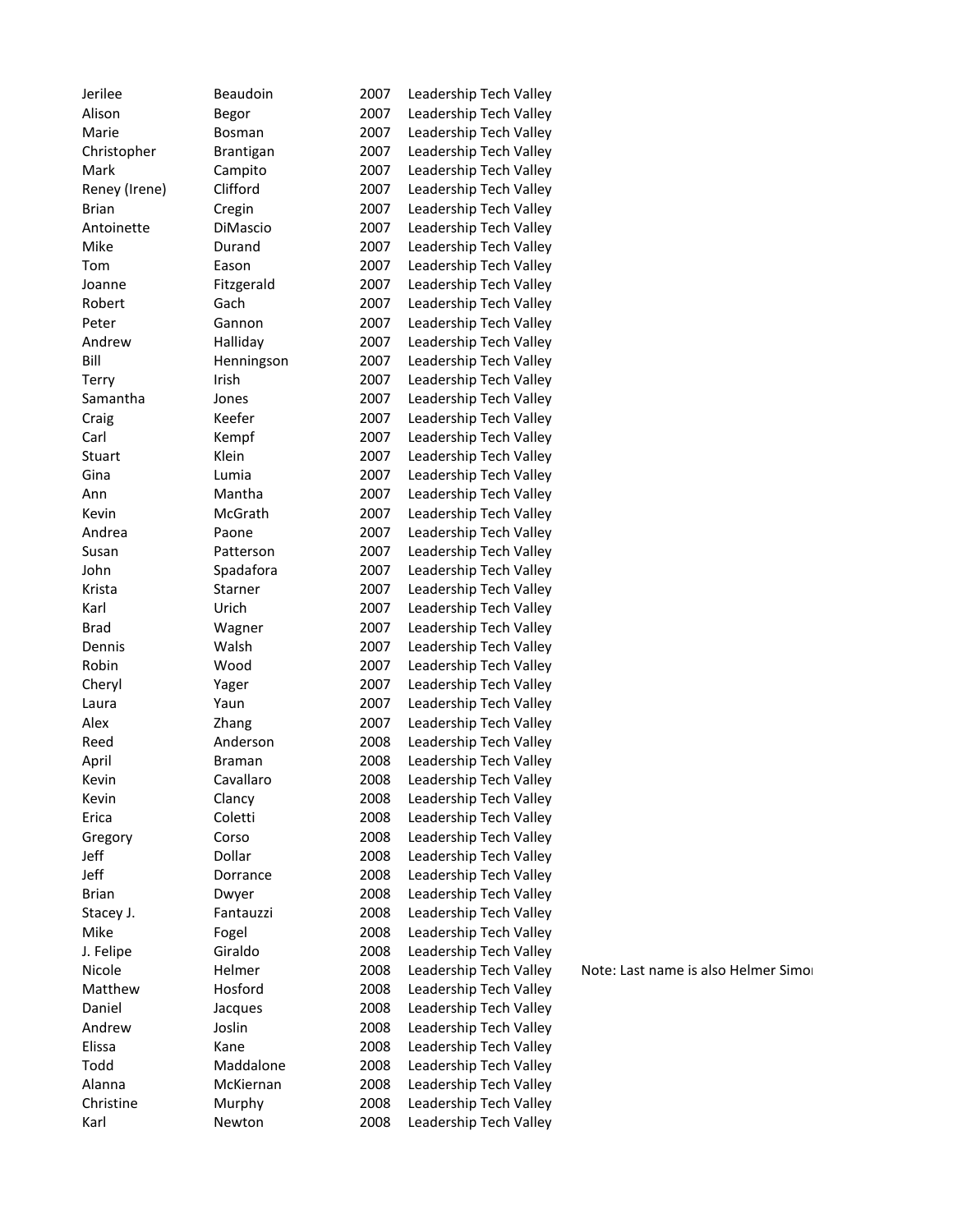| | | | | |
|---|---|---|---|---|
| Jerilee | Beaudoin | 2007 | Leadership Tech Valley | |
| Alison | Begor | 2007 | Leadership Tech Valley | |
| Marie | Bosman | 2007 | Leadership Tech Valley | |
| Christopher | Brantigan | 2007 | Leadership Tech Valley | |
| Mark | Campito | 2007 | Leadership Tech Valley | |
| Reney (Irene) | Clifford | 2007 | Leadership Tech Valley | |
| Brian | Cregin | 2007 | Leadership Tech Valley | |
| Antoinette | DiMascio | 2007 | Leadership Tech Valley | |
| Mike | Durand | 2007 | Leadership Tech Valley | |
| Tom | Eason | 2007 | Leadership Tech Valley | |
| Joanne | Fitzgerald | 2007 | Leadership Tech Valley | |
| Robert | Gach | 2007 | Leadership Tech Valley | |
| Peter | Gannon | 2007 | Leadership Tech Valley | |
| Andrew | Halliday | 2007 | Leadership Tech Valley | |
| Bill | Henningson | 2007 | Leadership Tech Valley | |
| Terry | Irish | 2007 | Leadership Tech Valley | |
| Samantha | Jones | 2007 | Leadership Tech Valley | |
| Craig | Keefer | 2007 | Leadership Tech Valley | |
| Carl | Kempf | 2007 | Leadership Tech Valley | |
| Stuart | Klein | 2007 | Leadership Tech Valley | |
| Gina | Lumia | 2007 | Leadership Tech Valley | |
| Ann | Mantha | 2007 | Leadership Tech Valley | |
| Kevin | McGrath | 2007 | Leadership Tech Valley | |
| Andrea | Paone | 2007 | Leadership Tech Valley | |
| Susan | Patterson | 2007 | Leadership Tech Valley | |
| John | Spadafora | 2007 | Leadership Tech Valley | |
| Krista | Starner | 2007 | Leadership Tech Valley | |
| Karl | Urich | 2007 | Leadership Tech Valley | |
| Brad | Wagner | 2007 | Leadership Tech Valley | |
| Dennis | Walsh | 2007 | Leadership Tech Valley | |
| Robin | Wood | 2007 | Leadership Tech Valley | |
| Cheryl | Yager | 2007 | Leadership Tech Valley | |
| Laura | Yaun | 2007 | Leadership Tech Valley | |
| Alex | Zhang | 2007 | Leadership Tech Valley | |
| Reed | Anderson | 2008 | Leadership Tech Valley | |
| April | Braman | 2008 | Leadership Tech Valley | |
| Kevin | Cavallaro | 2008 | Leadership Tech Valley | |
| Kevin | Clancy | 2008 | Leadership Tech Valley | |
| Erica | Coletti | 2008 | Leadership Tech Valley | |
| Gregory | Corso | 2008 | Leadership Tech Valley | |
| Jeff | Dollar | 2008 | Leadership Tech Valley | |
| Jeff | Dorrance | 2008 | Leadership Tech Valley | |
| Brian | Dwyer | 2008 | Leadership Tech Valley | |
| Stacey J. | Fantauzzi | 2008 | Leadership Tech Valley | |
| Mike | Fogel | 2008 | Leadership Tech Valley | |
| J. Felipe | Giraldo | 2008 | Leadership Tech Valley | |
| Nicole | Helmer | 2008 | Leadership Tech Valley | Note: Last name is also Helmer Simo |
| Matthew | Hosford | 2008 | Leadership Tech Valley | |
| Daniel | Jacques | 2008 | Leadership Tech Valley | |
| Andrew | Joslin | 2008 | Leadership Tech Valley | |
| Elissa | Kane | 2008 | Leadership Tech Valley | |
| Todd | Maddalone | 2008 | Leadership Tech Valley | |
| Alanna | McKiernan | 2008 | Leadership Tech Valley | |
| Christine | Murphy | 2008 | Leadership Tech Valley | |
| Karl | Newton | 2008 | Leadership Tech Valley | |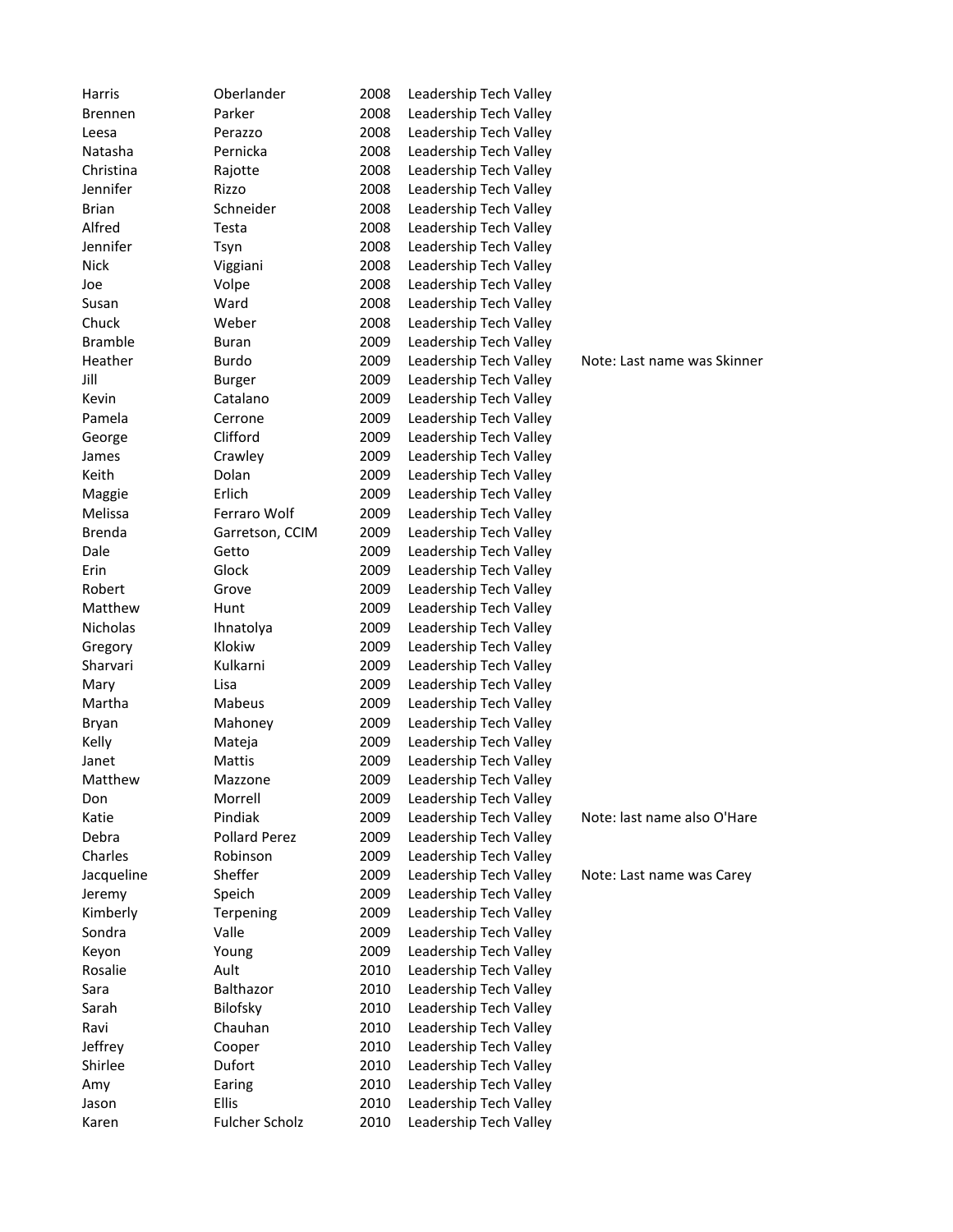| | | | | |
|---|---|---|---|---|
| Harris | Oberlander | 2008 | Leadership Tech Valley | |
| Brennen | Parker | 2008 | Leadership Tech Valley | |
| Leesa | Perazzo | 2008 | Leadership Tech Valley | |
| Natasha | Pernicka | 2008 | Leadership Tech Valley | |
| Christina | Rajotte | 2008 | Leadership Tech Valley | |
| Jennifer | Rizzo | 2008 | Leadership Tech Valley | |
| Brian | Schneider | 2008 | Leadership Tech Valley | |
| Alfred | Testa | 2008 | Leadership Tech Valley | |
| Jennifer | Tsyn | 2008 | Leadership Tech Valley | |
| Nick | Viggiani | 2008 | Leadership Tech Valley | |
| Joe | Volpe | 2008 | Leadership Tech Valley | |
| Susan | Ward | 2008 | Leadership Tech Valley | |
| Chuck | Weber | 2008 | Leadership Tech Valley | |
| Bramble | Buran | 2009 | Leadership Tech Valley | |
| Heather | Burdo | 2009 | Leadership Tech Valley | Note: Last name was Skinner |
| Jill | Burger | 2009 | Leadership Tech Valley | |
| Kevin | Catalano | 2009 | Leadership Tech Valley | |
| Pamela | Cerrone | 2009 | Leadership Tech Valley | |
| George | Clifford | 2009 | Leadership Tech Valley | |
| James | Crawley | 2009 | Leadership Tech Valley | |
| Keith | Dolan | 2009 | Leadership Tech Valley | |
| Maggie | Erlich | 2009 | Leadership Tech Valley | |
| Melissa | Ferraro Wolf | 2009 | Leadership Tech Valley | |
| Brenda | Garretson, CCIM | 2009 | Leadership Tech Valley | |
| Dale | Getto | 2009 | Leadership Tech Valley | |
| Erin | Glock | 2009 | Leadership Tech Valley | |
| Robert | Grove | 2009 | Leadership Tech Valley | |
| Matthew | Hunt | 2009 | Leadership Tech Valley | |
| Nicholas | Ihnatolya | 2009 | Leadership Tech Valley | |
| Gregory | Klokiw | 2009 | Leadership Tech Valley | |
| Sharvari | Kulkarni | 2009 | Leadership Tech Valley | |
| Mary | Lisa | 2009 | Leadership Tech Valley | |
| Martha | Mabeus | 2009 | Leadership Tech Valley | |
| Bryan | Mahoney | 2009 | Leadership Tech Valley | |
| Kelly | Mateja | 2009 | Leadership Tech Valley | |
| Janet | Mattis | 2009 | Leadership Tech Valley | |
| Matthew | Mazzone | 2009 | Leadership Tech Valley | |
| Don | Morrell | 2009 | Leadership Tech Valley | |
| Katie | Pindiak | 2009 | Leadership Tech Valley | Note: last name also O'Hare |
| Debra | Pollard Perez | 2009 | Leadership Tech Valley | |
| Charles | Robinson | 2009 | Leadership Tech Valley | |
| Jacqueline | Sheffer | 2009 | Leadership Tech Valley | Note: Last name was Carey |
| Jeremy | Speich | 2009 | Leadership Tech Valley | |
| Kimberly | Terpening | 2009 | Leadership Tech Valley | |
| Sondra | Valle | 2009 | Leadership Tech Valley | |
| Keyon | Young | 2009 | Leadership Tech Valley | |
| Rosalie | Ault | 2010 | Leadership Tech Valley | |
| Sara | Balthazor | 2010 | Leadership Tech Valley | |
| Sarah | Bilofsky | 2010 | Leadership Tech Valley | |
| Ravi | Chauhan | 2010 | Leadership Tech Valley | |
| Jeffrey | Cooper | 2010 | Leadership Tech Valley | |
| Shirlee | Dufort | 2010 | Leadership Tech Valley | |
| Amy | Earing | 2010 | Leadership Tech Valley | |
| Jason | Ellis | 2010 | Leadership Tech Valley | |
| Karen | Fulcher Scholz | 2010 | Leadership Tech Valley | |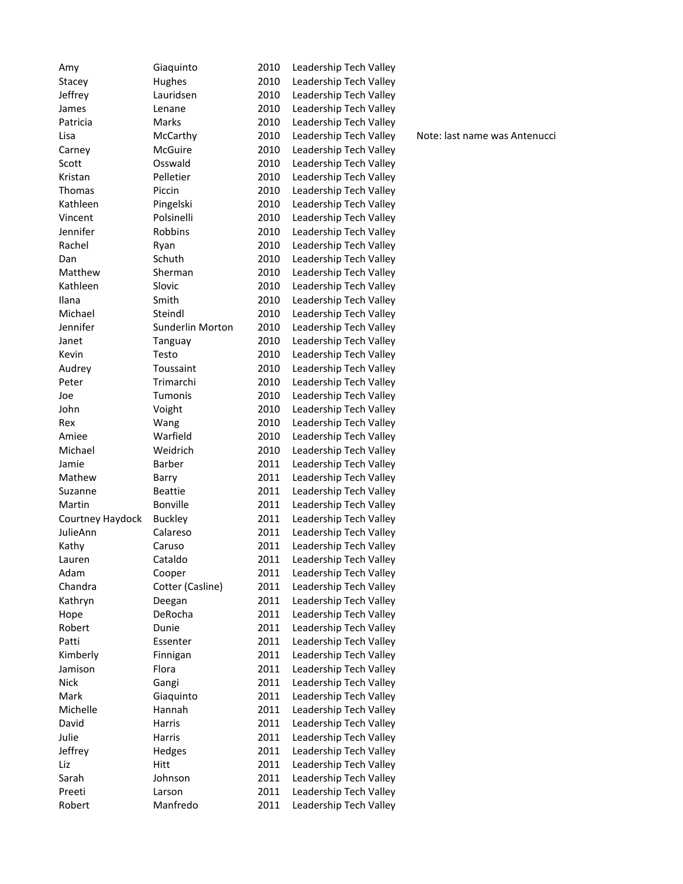| | | | | |
|---|---|---|---|---|
| Amy | Giaquinto | 2010 | Leadership Tech Valley | |
| Stacey | Hughes | 2010 | Leadership Tech Valley | |
| Jeffrey | Lauridsen | 2010 | Leadership Tech Valley | |
| James | Lenane | 2010 | Leadership Tech Valley | |
| Patricia | Marks | 2010 | Leadership Tech Valley | |
| Lisa | McCarthy | 2010 | Leadership Tech Valley | Note: last name was Antenucci |
| Carney | McGuire | 2010 | Leadership Tech Valley | |
| Scott | Osswald | 2010 | Leadership Tech Valley | |
| Kristan | Pelletier | 2010 | Leadership Tech Valley | |
| Thomas | Piccin | 2010 | Leadership Tech Valley | |
| Kathleen | Pingelski | 2010 | Leadership Tech Valley | |
| Vincent | Polsinelli | 2010 | Leadership Tech Valley | |
| Jennifer | Robbins | 2010 | Leadership Tech Valley | |
| Rachel | Ryan | 2010 | Leadership Tech Valley | |
| Dan | Schuth | 2010 | Leadership Tech Valley | |
| Matthew | Sherman | 2010 | Leadership Tech Valley | |
| Kathleen | Slovic | 2010 | Leadership Tech Valley | |
| Ilana | Smith | 2010 | Leadership Tech Valley | |
| Michael | Steindl | 2010 | Leadership Tech Valley | |
| Jennifer | Sunderlin Morton | 2010 | Leadership Tech Valley | |
| Janet | Tanguay | 2010 | Leadership Tech Valley | |
| Kevin | Testo | 2010 | Leadership Tech Valley | |
| Audrey | Toussaint | 2010 | Leadership Tech Valley | |
| Peter | Trimarchi | 2010 | Leadership Tech Valley | |
| Joe | Tumonis | 2010 | Leadership Tech Valley | |
| John | Voight | 2010 | Leadership Tech Valley | |
| Rex | Wang | 2010 | Leadership Tech Valley | |
| Amiee | Warfield | 2010 | Leadership Tech Valley | |
| Michael | Weidrich | 2010 | Leadership Tech Valley | |
| Jamie | Barber | 2011 | Leadership Tech Valley | |
| Mathew | Barry | 2011 | Leadership Tech Valley | |
| Suzanne | Beattie | 2011 | Leadership Tech Valley | |
| Martin | Bonville | 2011 | Leadership Tech Valley | |
| Courtney Haydock | Buckley | 2011 | Leadership Tech Valley | |
| JulieAnn | Calareso | 2011 | Leadership Tech Valley | |
| Kathy | Caruso | 2011 | Leadership Tech Valley | |
| Lauren | Cataldo | 2011 | Leadership Tech Valley | |
| Adam | Cooper | 2011 | Leadership Tech Valley | |
| Chandra | Cotter (Casline) | 2011 | Leadership Tech Valley | |
| Kathryn | Deegan | 2011 | Leadership Tech Valley | |
| Hope | DeRocha | 2011 | Leadership Tech Valley | |
| Robert | Dunie | 2011 | Leadership Tech Valley | |
| Patti | Essenter | 2011 | Leadership Tech Valley | |
| Kimberly | Finnigan | 2011 | Leadership Tech Valley | |
| Jamison | Flora | 2011 | Leadership Tech Valley | |
| Nick | Gangi | 2011 | Leadership Tech Valley | |
| Mark | Giaquinto | 2011 | Leadership Tech Valley | |
| Michelle | Hannah | 2011 | Leadership Tech Valley | |
| David | Harris | 2011 | Leadership Tech Valley | |
| Julie | Harris | 2011 | Leadership Tech Valley | |
| Jeffrey | Hedges | 2011 | Leadership Tech Valley | |
| Liz | Hitt | 2011 | Leadership Tech Valley | |
| Sarah | Johnson | 2011 | Leadership Tech Valley | |
| Preeti | Larson | 2011 | Leadership Tech Valley | |
| Robert | Manfredo | 2011 | Leadership Tech Valley | |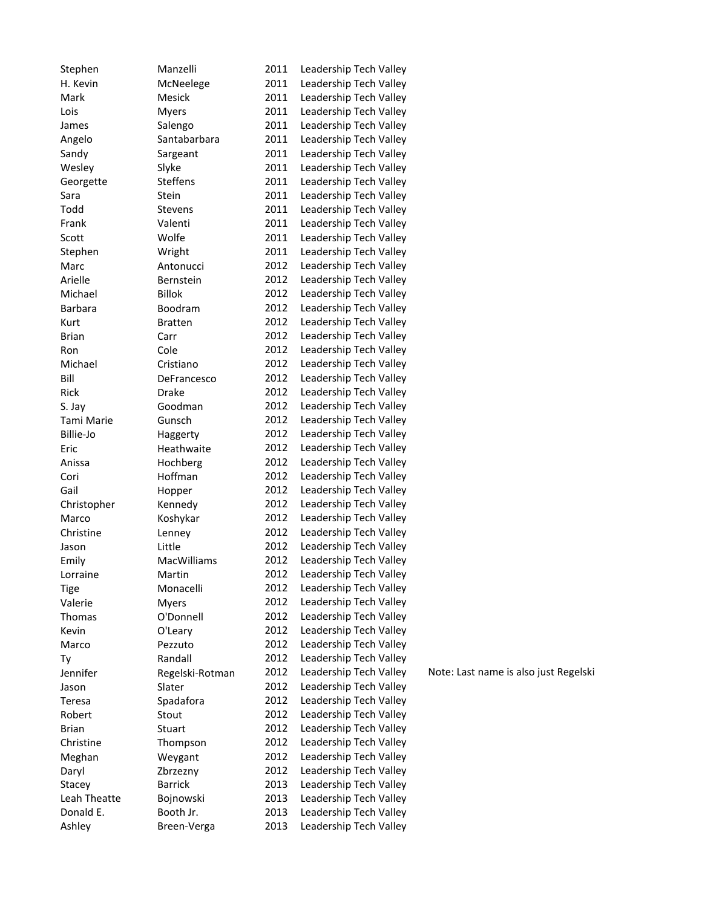| | | | | |
|---|---|---|---|---|
| Stephen | Manzelli | 2011 | Leadership Tech Valley | |
| H. Kevin | McNeelege | 2011 | Leadership Tech Valley | |
| Mark | Mesick | 2011 | Leadership Tech Valley | |
| Lois | Myers | 2011 | Leadership Tech Valley | |
| James | Salengo | 2011 | Leadership Tech Valley | |
| Angelo | Santabarbara | 2011 | Leadership Tech Valley | |
| Sandy | Sargeant | 2011 | Leadership Tech Valley | |
| Wesley | Slyke | 2011 | Leadership Tech Valley | |
| Georgette | Steffens | 2011 | Leadership Tech Valley | |
| Sara | Stein | 2011 | Leadership Tech Valley | |
| Todd | Stevens | 2011 | Leadership Tech Valley | |
| Frank | Valenti | 2011 | Leadership Tech Valley | |
| Scott | Wolfe | 2011 | Leadership Tech Valley | |
| Stephen | Wright | 2011 | Leadership Tech Valley | |
| Marc | Antonucci | 2012 | Leadership Tech Valley | |
| Arielle | Bernstein | 2012 | Leadership Tech Valley | |
| Michael | Billok | 2012 | Leadership Tech Valley | |
| Barbara | Boodram | 2012 | Leadership Tech Valley | |
| Kurt | Bratten | 2012 | Leadership Tech Valley | |
| Brian | Carr | 2012 | Leadership Tech Valley | |
| Ron | Cole | 2012 | Leadership Tech Valley | |
| Michael | Cristiano | 2012 | Leadership Tech Valley | |
| Bill | DeFrancesco | 2012 | Leadership Tech Valley | |
| Rick | Drake | 2012 | Leadership Tech Valley | |
| S. Jay | Goodman | 2012 | Leadership Tech Valley | |
| Tami Marie | Gunsch | 2012 | Leadership Tech Valley | |
| Billie-Jo | Haggerty | 2012 | Leadership Tech Valley | |
| Eric | Heathwaite | 2012 | Leadership Tech Valley | |
| Anissa | Hochberg | 2012 | Leadership Tech Valley | |
| Cori | Hoffman | 2012 | Leadership Tech Valley | |
| Gail | Hopper | 2012 | Leadership Tech Valley | |
| Christopher | Kennedy | 2012 | Leadership Tech Valley | |
| Marco | Koshykar | 2012 | Leadership Tech Valley | |
| Christine | Lenney | 2012 | Leadership Tech Valley | |
| Jason | Little | 2012 | Leadership Tech Valley | |
| Emily | MacWilliams | 2012 | Leadership Tech Valley | |
| Lorraine | Martin | 2012 | Leadership Tech Valley | |
| Tige | Monacelli | 2012 | Leadership Tech Valley | |
| Valerie | Myers | 2012 | Leadership Tech Valley | |
| Thomas | O'Donnell | 2012 | Leadership Tech Valley | |
| Kevin | O'Leary | 2012 | Leadership Tech Valley | |
| Marco | Pezzuto | 2012 | Leadership Tech Valley | |
| Ty | Randall | 2012 | Leadership Tech Valley | |
| Jennifer | Regelski-Rotman | 2012 | Leadership Tech Valley | Note: Last name is also just Regelski |
| Jason | Slater | 2012 | Leadership Tech Valley | |
| Teresa | Spadafora | 2012 | Leadership Tech Valley | |
| Robert | Stout | 2012 | Leadership Tech Valley | |
| Brian | Stuart | 2012 | Leadership Tech Valley | |
| Christine | Thompson | 2012 | Leadership Tech Valley | |
| Meghan | Weygant | 2012 | Leadership Tech Valley | |
| Daryl | Zbrzezny | 2012 | Leadership Tech Valley | |
| Stacey | Barrick | 2013 | Leadership Tech Valley | |
| Leah Theatte | Bojnowski | 2013 | Leadership Tech Valley | |
| Donald E. | Booth Jr. | 2013 | Leadership Tech Valley | |
| Ashley | Breen-Verga | 2013 | Leadership Tech Valley | |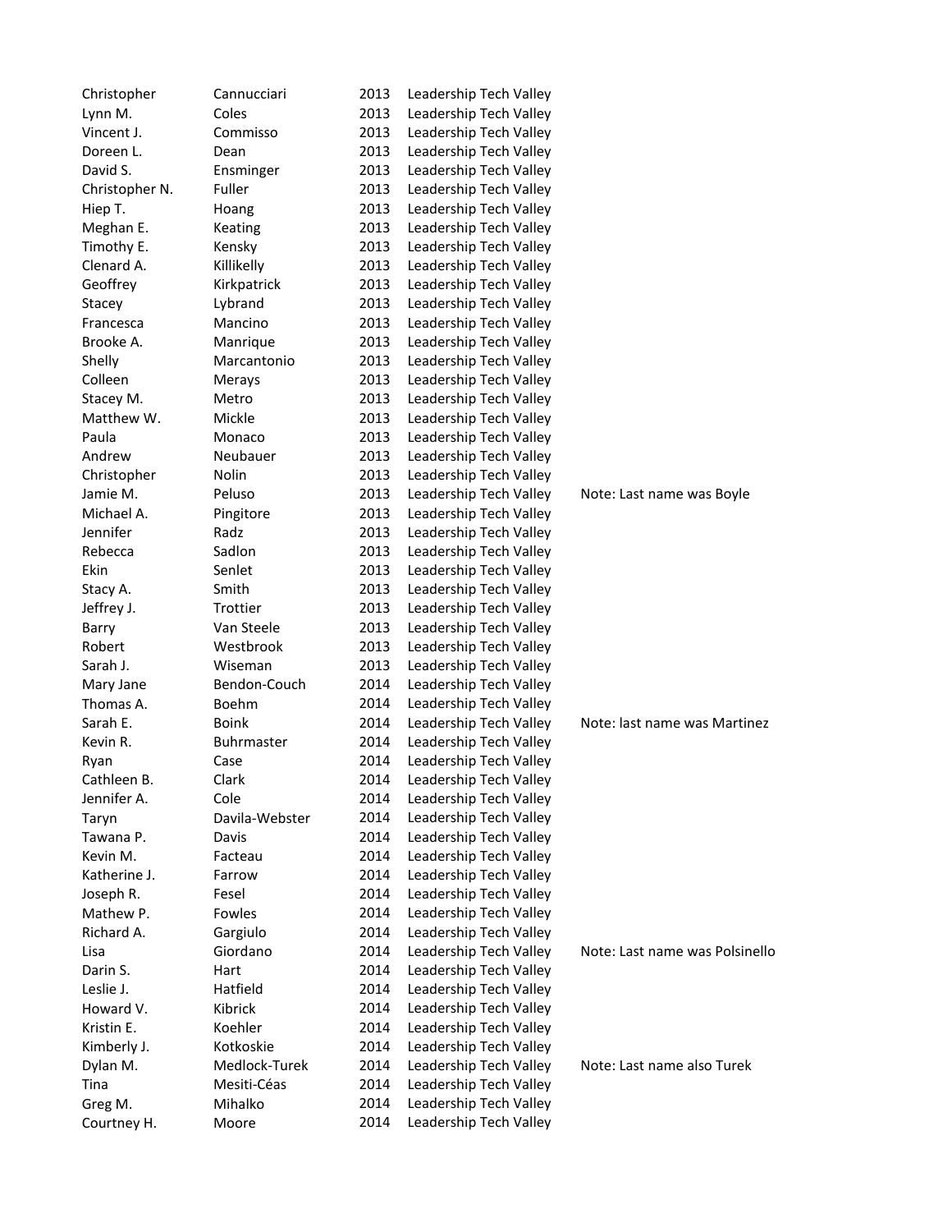| | | | | |
|---|---|---|---|---|
| Christopher | Cannucciari | 2013 | Leadership Tech Valley | |
| Lynn M. | Coles | 2013 | Leadership Tech Valley | |
| Vincent J. | Commisso | 2013 | Leadership Tech Valley | |
| Doreen L. | Dean | 2013 | Leadership Tech Valley | |
| David S. | Ensminger | 2013 | Leadership Tech Valley | |
| Christopher N. | Fuller | 2013 | Leadership Tech Valley | |
| Hiep T. | Hoang | 2013 | Leadership Tech Valley | |
| Meghan E. | Keating | 2013 | Leadership Tech Valley | |
| Timothy E. | Kensky | 2013 | Leadership Tech Valley | |
| Clenard A. | Killikelly | 2013 | Leadership Tech Valley | |
| Geoffrey | Kirkpatrick | 2013 | Leadership Tech Valley | |
| Stacey | Lybrand | 2013 | Leadership Tech Valley | |
| Francesca | Mancino | 2013 | Leadership Tech Valley | |
| Brooke A. | Manrique | 2013 | Leadership Tech Valley | |
| Shelly | Marcantonio | 2013 | Leadership Tech Valley | |
| Colleen | Merays | 2013 | Leadership Tech Valley | |
| Stacey M. | Metro | 2013 | Leadership Tech Valley | |
| Matthew W. | Mickle | 2013 | Leadership Tech Valley | |
| Paula | Monaco | 2013 | Leadership Tech Valley | |
| Andrew | Neubauer | 2013 | Leadership Tech Valley | |
| Christopher | Nolin | 2013 | Leadership Tech Valley | |
| Jamie M. | Peluso | 2013 | Leadership Tech Valley | Note: Last name was Boyle |
| Michael A. | Pingitore | 2013 | Leadership Tech Valley | |
| Jennifer | Radz | 2013 | Leadership Tech Valley | |
| Rebecca | Sadlon | 2013 | Leadership Tech Valley | |
| Ekin | Senlet | 2013 | Leadership Tech Valley | |
| Stacy A. | Smith | 2013 | Leadership Tech Valley | |
| Jeffrey J. | Trottier | 2013 | Leadership Tech Valley | |
| Barry | Van Steele | 2013 | Leadership Tech Valley | |
| Robert | Westbrook | 2013 | Leadership Tech Valley | |
| Sarah J. | Wiseman | 2013 | Leadership Tech Valley | |
| Mary Jane | Bendon-Couch | 2014 | Leadership Tech Valley | |
| Thomas A. | Boehm | 2014 | Leadership Tech Valley | |
| Sarah E. | Boink | 2014 | Leadership Tech Valley | Note: last name was Martinez |
| Kevin R. | Buhrmaster | 2014 | Leadership Tech Valley | |
| Ryan | Case | 2014 | Leadership Tech Valley | |
| Cathleen B. | Clark | 2014 | Leadership Tech Valley | |
| Jennifer A. | Cole | 2014 | Leadership Tech Valley | |
| Taryn | Davila-Webster | 2014 | Leadership Tech Valley | |
| Tawana P. | Davis | 2014 | Leadership Tech Valley | |
| Kevin M. | Facteau | 2014 | Leadership Tech Valley | |
| Katherine J. | Farrow | 2014 | Leadership Tech Valley | |
| Joseph R. | Fesel | 2014 | Leadership Tech Valley | |
| Mathew P. | Fowles | 2014 | Leadership Tech Valley | |
| Richard A. | Gargiulo | 2014 | Leadership Tech Valley | |
| Lisa | Giordano | 2014 | Leadership Tech Valley | Note: Last name was Polsinello |
| Darin S. | Hart | 2014 | Leadership Tech Valley | |
| Leslie J. | Hatfield | 2014 | Leadership Tech Valley | |
| Howard V. | Kibrick | 2014 | Leadership Tech Valley | |
| Kristin E. | Koehler | 2014 | Leadership Tech Valley | |
| Kimberly J. | Kotkoskie | 2014 | Leadership Tech Valley | |
| Dylan M. | Medlock-Turek | 2014 | Leadership Tech Valley | Note: Last name also Turek |
| Tina | Mesiti-Céas | 2014 | Leadership Tech Valley | |
| Greg M. | Mihalko | 2014 | Leadership Tech Valley | |
| Courtney H. | Moore | 2014 | Leadership Tech Valley | |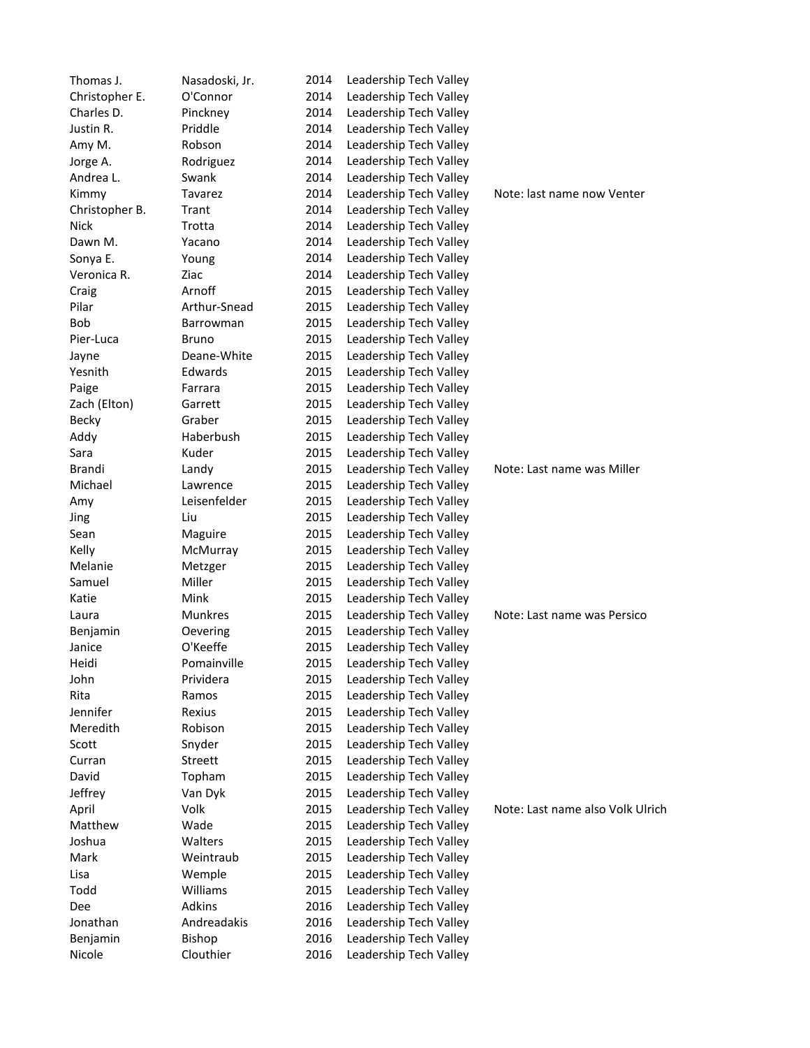| | | | | |
|---|---|---|---|---|
| Thomas J. | Nasadoski, Jr. | 2014 | Leadership Tech Valley | |
| Christopher E. | O'Connor | 2014 | Leadership Tech Valley | |
| Charles D. | Pinckney | 2014 | Leadership Tech Valley | |
| Justin R. | Priddle | 2014 | Leadership Tech Valley | |
| Amy M. | Robson | 2014 | Leadership Tech Valley | |
| Jorge A. | Rodriguez | 2014 | Leadership Tech Valley | |
| Andrea L. | Swank | 2014 | Leadership Tech Valley | |
| Kimmy | Tavarez | 2014 | Leadership Tech Valley | Note: last name now Venter |
| Christopher B. | Trant | 2014 | Leadership Tech Valley | |
| Nick | Trotta | 2014 | Leadership Tech Valley | |
| Dawn M. | Yacano | 2014 | Leadership Tech Valley | |
| Sonya E. | Young | 2014 | Leadership Tech Valley | |
| Veronica R. | Ziac | 2014 | Leadership Tech Valley | |
| Craig | Arnoff | 2015 | Leadership Tech Valley | |
| Pilar | Arthur-Snead | 2015 | Leadership Tech Valley | |
| Bob | Barrowman | 2015 | Leadership Tech Valley | |
| Pier-Luca | Bruno | 2015 | Leadership Tech Valley | |
| Jayne | Deane-White | 2015 | Leadership Tech Valley | |
| Yesnith | Edwards | 2015 | Leadership Tech Valley | |
| Paige | Farrara | 2015 | Leadership Tech Valley | |
| Zach (Elton) | Garrett | 2015 | Leadership Tech Valley | |
| Becky | Graber | 2015 | Leadership Tech Valley | |
| Addy | Haberbush | 2015 | Leadership Tech Valley | |
| Sara | Kuder | 2015 | Leadership Tech Valley | |
| Brandi | Landy | 2015 | Leadership Tech Valley | Note: Last name was Miller |
| Michael | Lawrence | 2015 | Leadership Tech Valley | |
| Amy | Leisenfelder | 2015 | Leadership Tech Valley | |
| Jing | Liu | 2015 | Leadership Tech Valley | |
| Sean | Maguire | 2015 | Leadership Tech Valley | |
| Kelly | McMurray | 2015 | Leadership Tech Valley | |
| Melanie | Metzger | 2015 | Leadership Tech Valley | |
| Samuel | Miller | 2015 | Leadership Tech Valley | |
| Katie | Mink | 2015 | Leadership Tech Valley | |
| Laura | Munkres | 2015 | Leadership Tech Valley | Note: Last name was Persico |
| Benjamin | Oevering | 2015 | Leadership Tech Valley | |
| Janice | O'Keeffe | 2015 | Leadership Tech Valley | |
| Heidi | Pomainville | 2015 | Leadership Tech Valley | |
| John | Prividera | 2015 | Leadership Tech Valley | |
| Rita | Ramos | 2015 | Leadership Tech Valley | |
| Jennifer | Rexius | 2015 | Leadership Tech Valley | |
| Meredith | Robison | 2015 | Leadership Tech Valley | |
| Scott | Snyder | 2015 | Leadership Tech Valley | |
| Curran | Streett | 2015 | Leadership Tech Valley | |
| David | Topham | 2015 | Leadership Tech Valley | |
| Jeffrey | Van Dyk | 2015 | Leadership Tech Valley | |
| April | Volk | 2015 | Leadership Tech Valley | Note: Last name also Volk Ulrich |
| Matthew | Wade | 2015 | Leadership Tech Valley | |
| Joshua | Walters | 2015 | Leadership Tech Valley | |
| Mark | Weintraub | 2015 | Leadership Tech Valley | |
| Lisa | Wemple | 2015 | Leadership Tech Valley | |
| Todd | Williams | 2015 | Leadership Tech Valley | |
| Dee | Adkins | 2016 | Leadership Tech Valley | |
| Jonathan | Andreadakis | 2016 | Leadership Tech Valley | |
| Benjamin | Bishop | 2016 | Leadership Tech Valley | |
| Nicole | Clouthier | 2016 | Leadership Tech Valley | |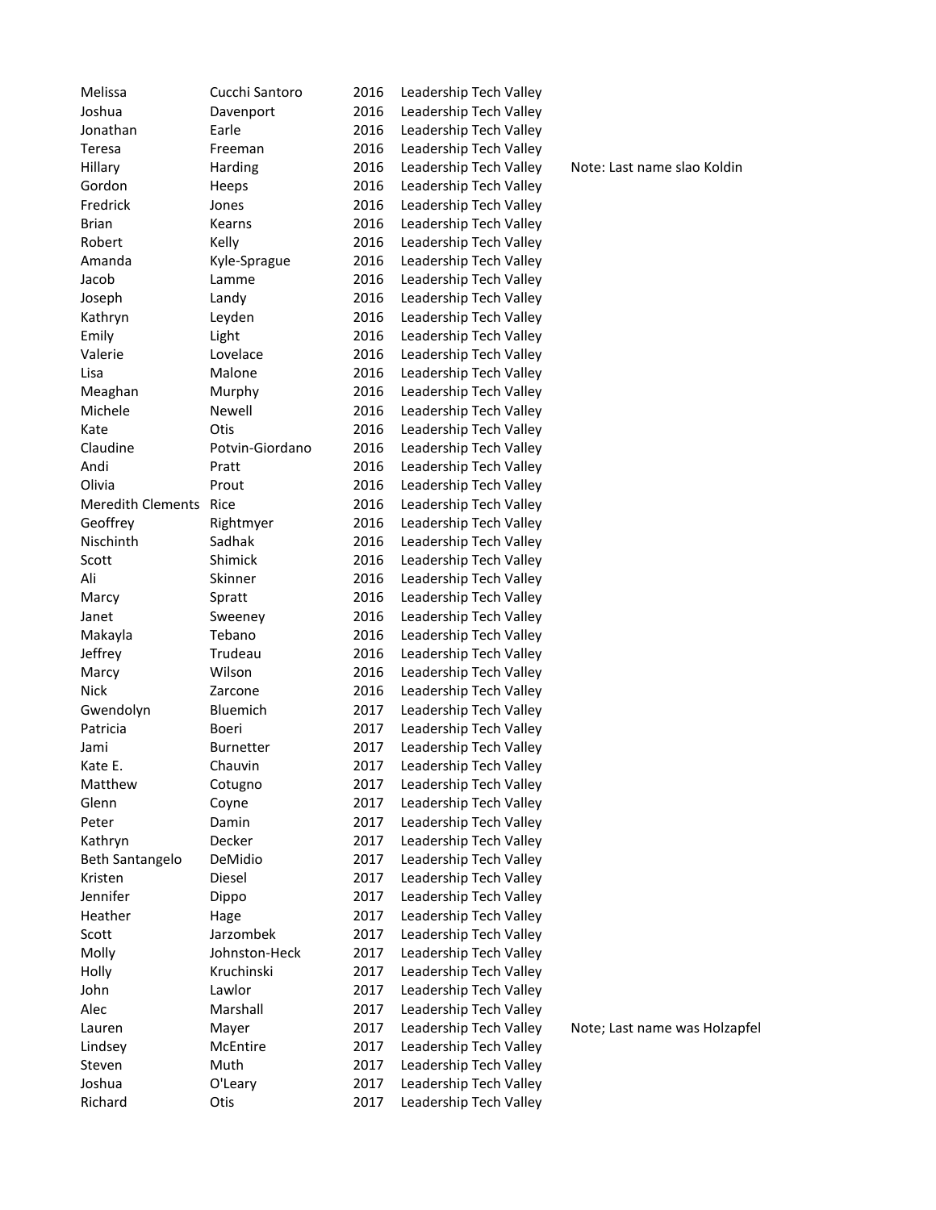| | | | | |
|---|---|---|---|---|
| Melissa | Cucchi Santoro | 2016 | Leadership Tech Valley | |
| Joshua | Davenport | 2016 | Leadership Tech Valley | |
| Jonathan | Earle | 2016 | Leadership Tech Valley | |
| Teresa | Freeman | 2016 | Leadership Tech Valley | |
| Hillary | Harding | 2016 | Leadership Tech Valley | Note: Last name slao Koldin |
| Gordon | Heeps | 2016 | Leadership Tech Valley | |
| Fredrick | Jones | 2016 | Leadership Tech Valley | |
| Brian | Kearns | 2016 | Leadership Tech Valley | |
| Robert | Kelly | 2016 | Leadership Tech Valley | |
| Amanda | Kyle-Sprague | 2016 | Leadership Tech Valley | |
| Jacob | Lamme | 2016 | Leadership Tech Valley | |
| Joseph | Landy | 2016 | Leadership Tech Valley | |
| Kathryn | Leyden | 2016 | Leadership Tech Valley | |
| Emily | Light | 2016 | Leadership Tech Valley | |
| Valerie | Lovelace | 2016 | Leadership Tech Valley | |
| Lisa | Malone | 2016 | Leadership Tech Valley | |
| Meaghan | Murphy | 2016 | Leadership Tech Valley | |
| Michele | Newell | 2016 | Leadership Tech Valley | |
| Kate | Otis | 2016 | Leadership Tech Valley | |
| Claudine | Potvin-Giordano | 2016 | Leadership Tech Valley | |
| Andi | Pratt | 2016 | Leadership Tech Valley | |
| Olivia | Prout | 2016 | Leadership Tech Valley | |
| Meredith Clements | Rice | 2016 | Leadership Tech Valley | |
| Geoffrey | Rightmyer | 2016 | Leadership Tech Valley | |
| Nischinth | Sadhak | 2016 | Leadership Tech Valley | |
| Scott | Shimick | 2016 | Leadership Tech Valley | |
| Ali | Skinner | 2016 | Leadership Tech Valley | |
| Marcy | Spratt | 2016 | Leadership Tech Valley | |
| Janet | Sweeney | 2016 | Leadership Tech Valley | |
| Makayla | Tebano | 2016 | Leadership Tech Valley | |
| Jeffrey | Trudeau | 2016 | Leadership Tech Valley | |
| Marcy | Wilson | 2016 | Leadership Tech Valley | |
| Nick | Zarcone | 2016 | Leadership Tech Valley | |
| Gwendolyn | Bluemich | 2017 | Leadership Tech Valley | |
| Patricia | Boeri | 2017 | Leadership Tech Valley | |
| Jami | Burnetter | 2017 | Leadership Tech Valley | |
| Kate E. | Chauvin | 2017 | Leadership Tech Valley | |
| Matthew | Cotugno | 2017 | Leadership Tech Valley | |
| Glenn | Coyne | 2017 | Leadership Tech Valley | |
| Peter | Damin | 2017 | Leadership Tech Valley | |
| Kathryn | Decker | 2017 | Leadership Tech Valley | |
| Beth Santangelo | DeMidio | 2017 | Leadership Tech Valley | |
| Kristen | Diesel | 2017 | Leadership Tech Valley | |
| Jennifer | Dippo | 2017 | Leadership Tech Valley | |
| Heather | Hage | 2017 | Leadership Tech Valley | |
| Scott | Jarzombek | 2017 | Leadership Tech Valley | |
| Molly | Johnston-Heck | 2017 | Leadership Tech Valley | |
| Holly | Kruchinski | 2017 | Leadership Tech Valley | |
| John | Lawlor | 2017 | Leadership Tech Valley | |
| Alec | Marshall | 2017 | Leadership Tech Valley | |
| Lauren | Mayer | 2017 | Leadership Tech Valley | Note; Last name was Holzapfel |
| Lindsey | McEntire | 2017 | Leadership Tech Valley | |
| Steven | Muth | 2017 | Leadership Tech Valley | |
| Joshua | O'Leary | 2017 | Leadership Tech Valley | |
| Richard | Otis | 2017 | Leadership Tech Valley | |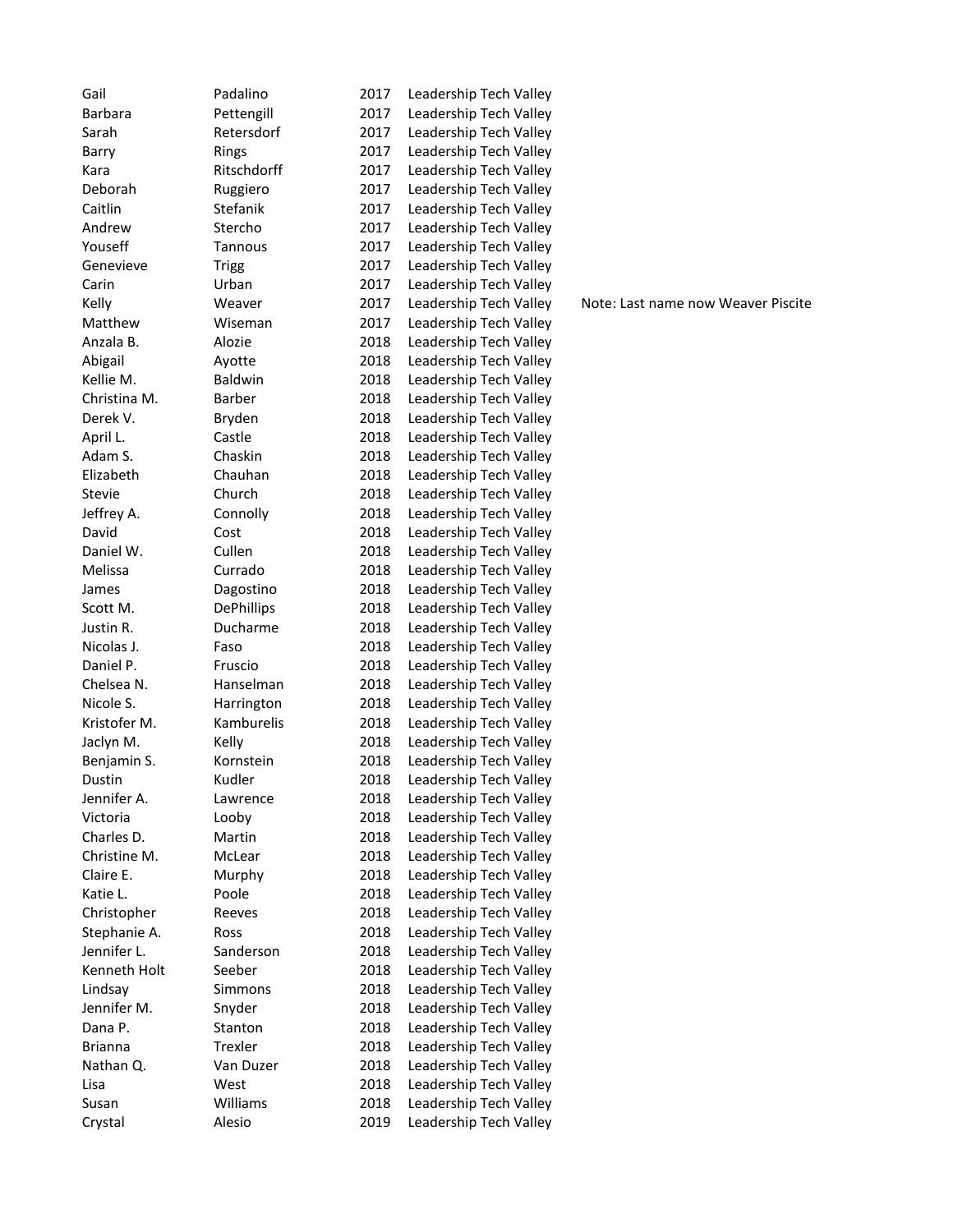| | | | | |
|---|---|---|---|---|
| Gail | Padalino | 2017 | Leadership Tech Valley | |
| Barbara | Pettengill | 2017 | Leadership Tech Valley | |
| Sarah | Retersdorf | 2017 | Leadership Tech Valley | |
| Barry | Rings | 2017 | Leadership Tech Valley | |
| Kara | Ritschdorff | 2017 | Leadership Tech Valley | |
| Deborah | Ruggiero | 2017 | Leadership Tech Valley | |
| Caitlin | Stefanik | 2017 | Leadership Tech Valley | |
| Andrew | Stercho | 2017 | Leadership Tech Valley | |
| Youseff | Tannous | 2017 | Leadership Tech Valley | |
| Genevieve | Trigg | 2017 | Leadership Tech Valley | |
| Carin | Urban | 2017 | Leadership Tech Valley | |
| Kelly | Weaver | 2017 | Leadership Tech Valley | Note: Last name now Weaver Piscite |
| Matthew | Wiseman | 2017 | Leadership Tech Valley | |
| Anzala B. | Alozie | 2018 | Leadership Tech Valley | |
| Abigail | Ayotte | 2018 | Leadership Tech Valley | |
| Kellie M. | Baldwin | 2018 | Leadership Tech Valley | |
| Christina M. | Barber | 2018 | Leadership Tech Valley | |
| Derek V. | Bryden | 2018 | Leadership Tech Valley | |
| April L. | Castle | 2018 | Leadership Tech Valley | |
| Adam S. | Chaskin | 2018 | Leadership Tech Valley | |
| Elizabeth | Chauhan | 2018 | Leadership Tech Valley | |
| Stevie | Church | 2018 | Leadership Tech Valley | |
| Jeffrey A. | Connolly | 2018 | Leadership Tech Valley | |
| David | Cost | 2018 | Leadership Tech Valley | |
| Daniel W. | Cullen | 2018 | Leadership Tech Valley | |
| Melissa | Currado | 2018 | Leadership Tech Valley | |
| James | Dagostino | 2018 | Leadership Tech Valley | |
| Scott M. | DePhillips | 2018 | Leadership Tech Valley | |
| Justin R. | Ducharme | 2018 | Leadership Tech Valley | |
| Nicolas J. | Faso | 2018 | Leadership Tech Valley | |
| Daniel P. | Fruscio | 2018 | Leadership Tech Valley | |
| Chelsea N. | Hanselman | 2018 | Leadership Tech Valley | |
| Nicole S. | Harrington | 2018 | Leadership Tech Valley | |
| Kristofer M. | Kamburelis | 2018 | Leadership Tech Valley | |
| Jaclyn M. | Kelly | 2018 | Leadership Tech Valley | |
| Benjamin S. | Kornstein | 2018 | Leadership Tech Valley | |
| Dustin | Kudler | 2018 | Leadership Tech Valley | |
| Jennifer A. | Lawrence | 2018 | Leadership Tech Valley | |
| Victoria | Looby | 2018 | Leadership Tech Valley | |
| Charles D. | Martin | 2018 | Leadership Tech Valley | |
| Christine M. | McLear | 2018 | Leadership Tech Valley | |
| Claire E. | Murphy | 2018 | Leadership Tech Valley | |
| Katie L. | Poole | 2018 | Leadership Tech Valley | |
| Christopher | Reeves | 2018 | Leadership Tech Valley | |
| Stephanie A. | Ross | 2018 | Leadership Tech Valley | |
| Jennifer L. | Sanderson | 2018 | Leadership Tech Valley | |
| Kenneth Holt | Seeber | 2018 | Leadership Tech Valley | |
| Lindsay | Simmons | 2018 | Leadership Tech Valley | |
| Jennifer M. | Snyder | 2018 | Leadership Tech Valley | |
| Dana P. | Stanton | 2018 | Leadership Tech Valley | |
| Brianna | Trexler | 2018 | Leadership Tech Valley | |
| Nathan Q. | Van Duzer | 2018 | Leadership Tech Valley | |
| Lisa | West | 2018 | Leadership Tech Valley | |
| Susan | Williams | 2018 | Leadership Tech Valley | |
| Crystal | Alesio | 2019 | Leadership Tech Valley | |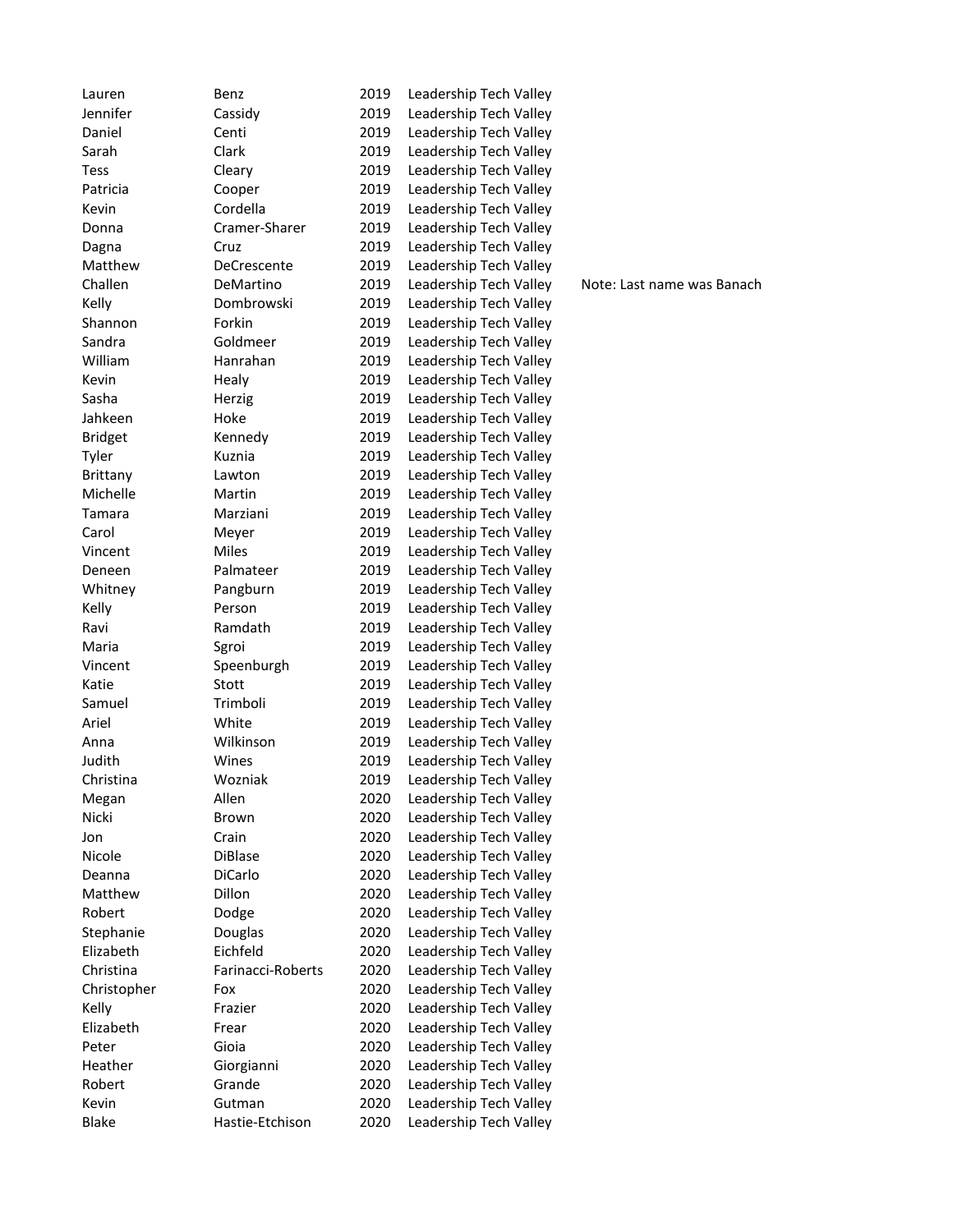| | | | | |
|---|---|---|---|---|
| Lauren | Benz | 2019 | Leadership Tech Valley | |
| Jennifer | Cassidy | 2019 | Leadership Tech Valley | |
| Daniel | Centi | 2019 | Leadership Tech Valley | |
| Sarah | Clark | 2019 | Leadership Tech Valley | |
| Tess | Cleary | 2019 | Leadership Tech Valley | |
| Patricia | Cooper | 2019 | Leadership Tech Valley | |
| Kevin | Cordella | 2019 | Leadership Tech Valley | |
| Donna | Cramer-Sharer | 2019 | Leadership Tech Valley | |
| Dagna | Cruz | 2019 | Leadership Tech Valley | |
| Matthew | DeCrescente | 2019 | Leadership Tech Valley | |
| Challen | DeMartino | 2019 | Leadership Tech Valley | Note: Last name was Banach |
| Kelly | Dombrowski | 2019 | Leadership Tech Valley | |
| Shannon | Forkin | 2019 | Leadership Tech Valley | |
| Sandra | Goldmeer | 2019 | Leadership Tech Valley | |
| William | Hanrahan | 2019 | Leadership Tech Valley | |
| Kevin | Healy | 2019 | Leadership Tech Valley | |
| Sasha | Herzig | 2019 | Leadership Tech Valley | |
| Jahkeen | Hoke | 2019 | Leadership Tech Valley | |
| Bridget | Kennedy | 2019 | Leadership Tech Valley | |
| Tyler | Kuznia | 2019 | Leadership Tech Valley | |
| Brittany | Lawton | 2019 | Leadership Tech Valley | |
| Michelle | Martin | 2019 | Leadership Tech Valley | |
| Tamara | Marziani | 2019 | Leadership Tech Valley | |
| Carol | Meyer | 2019 | Leadership Tech Valley | |
| Vincent | Miles | 2019 | Leadership Tech Valley | |
| Deneen | Palmateer | 2019 | Leadership Tech Valley | |
| Whitney | Pangburn | 2019 | Leadership Tech Valley | |
| Kelly | Person | 2019 | Leadership Tech Valley | |
| Ravi | Ramdath | 2019 | Leadership Tech Valley | |
| Maria | Sgroi | 2019 | Leadership Tech Valley | |
| Vincent | Speenburgh | 2019 | Leadership Tech Valley | |
| Katie | Stott | 2019 | Leadership Tech Valley | |
| Samuel | Trimboli | 2019 | Leadership Tech Valley | |
| Ariel | White | 2019 | Leadership Tech Valley | |
| Anna | Wilkinson | 2019 | Leadership Tech Valley | |
| Judith | Wines | 2019 | Leadership Tech Valley | |
| Christina | Wozniak | 2019 | Leadership Tech Valley | |
| Megan | Allen | 2020 | Leadership Tech Valley | |
| Nicki | Brown | 2020 | Leadership Tech Valley | |
| Jon | Crain | 2020 | Leadership Tech Valley | |
| Nicole | DiBlase | 2020 | Leadership Tech Valley | |
| Deanna | DiCarlo | 2020 | Leadership Tech Valley | |
| Matthew | Dillon | 2020 | Leadership Tech Valley | |
| Robert | Dodge | 2020 | Leadership Tech Valley | |
| Stephanie | Douglas | 2020 | Leadership Tech Valley | |
| Elizabeth | Eichfeld | 2020 | Leadership Tech Valley | |
| Christina | Farinacci-Roberts | 2020 | Leadership Tech Valley | |
| Christopher | Fox | 2020 | Leadership Tech Valley | |
| Kelly | Frazier | 2020 | Leadership Tech Valley | |
| Elizabeth | Frear | 2020 | Leadership Tech Valley | |
| Peter | Gioia | 2020 | Leadership Tech Valley | |
| Heather | Giorgianni | 2020 | Leadership Tech Valley | |
| Robert | Grande | 2020 | Leadership Tech Valley | |
| Kevin | Gutman | 2020 | Leadership Tech Valley | |
| Blake | Hastie-Etchison | 2020 | Leadership Tech Valley | |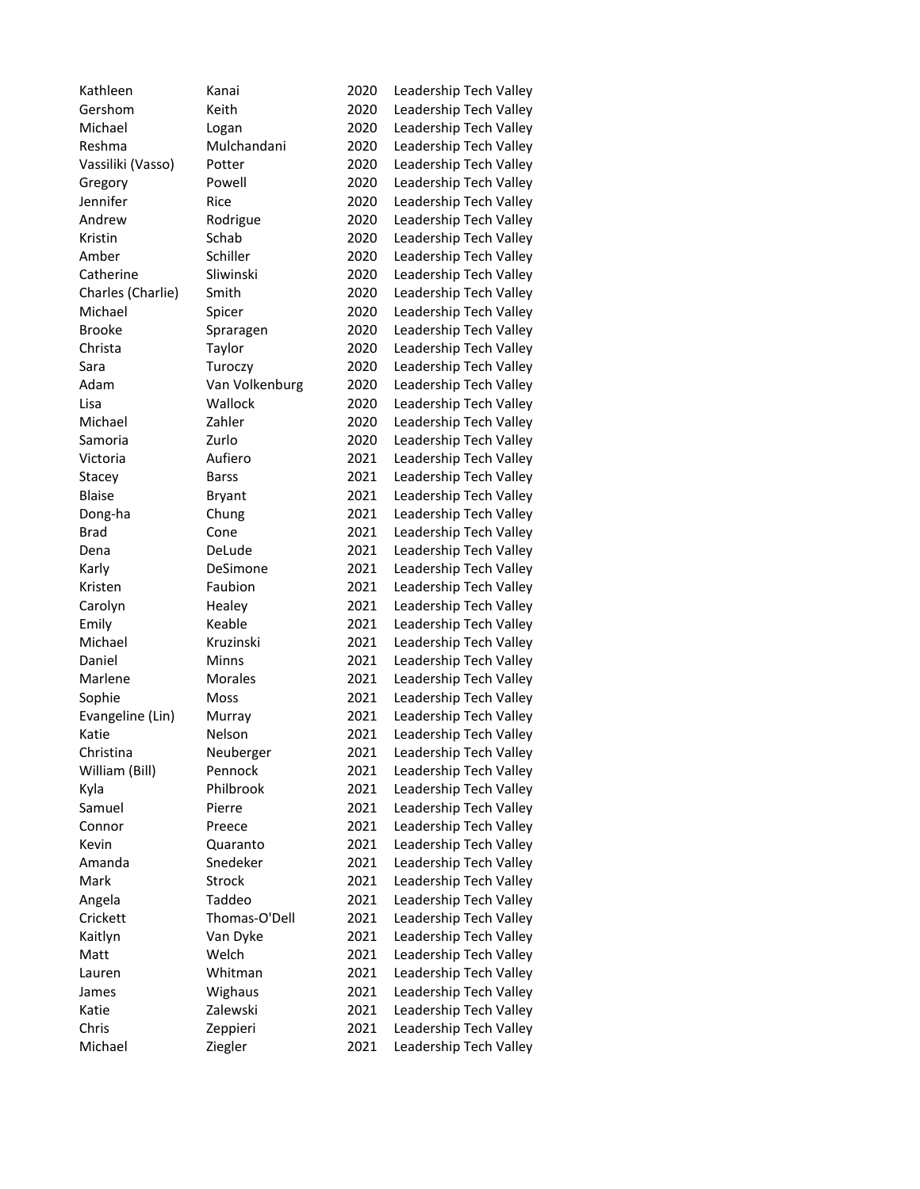| | | | |
|---|---|---|---|
| Kathleen | Kanai | 2020 | Leadership Tech Valley |
| Gershom | Keith | 2020 | Leadership Tech Valley |
| Michael | Logan | 2020 | Leadership Tech Valley |
| Reshma | Mulchandani | 2020 | Leadership Tech Valley |
| Vassiliki (Vasso) | Potter | 2020 | Leadership Tech Valley |
| Gregory | Powell | 2020 | Leadership Tech Valley |
| Jennifer | Rice | 2020 | Leadership Tech Valley |
| Andrew | Rodrigue | 2020 | Leadership Tech Valley |
| Kristin | Schab | 2020 | Leadership Tech Valley |
| Amber | Schiller | 2020 | Leadership Tech Valley |
| Catherine | Sliwinski | 2020 | Leadership Tech Valley |
| Charles (Charlie) | Smith | 2020 | Leadership Tech Valley |
| Michael | Spicer | 2020 | Leadership Tech Valley |
| Brooke | Spraragen | 2020 | Leadership Tech Valley |
| Christa | Taylor | 2020 | Leadership Tech Valley |
| Sara | Turoczy | 2020 | Leadership Tech Valley |
| Adam | Van Volkenburg | 2020 | Leadership Tech Valley |
| Lisa | Wallock | 2020 | Leadership Tech Valley |
| Michael | Zahler | 2020 | Leadership Tech Valley |
| Samoria | Zurlo | 2020 | Leadership Tech Valley |
| Victoria | Aufiero | 2021 | Leadership Tech Valley |
| Stacey | Barss | 2021 | Leadership Tech Valley |
| Blaise | Bryant | 2021 | Leadership Tech Valley |
| Dong-ha | Chung | 2021 | Leadership Tech Valley |
| Brad | Cone | 2021 | Leadership Tech Valley |
| Dena | DeLude | 2021 | Leadership Tech Valley |
| Karly | DeSimone | 2021 | Leadership Tech Valley |
| Kristen | Faubion | 2021 | Leadership Tech Valley |
| Carolyn | Healey | 2021 | Leadership Tech Valley |
| Emily | Keable | 2021 | Leadership Tech Valley |
| Michael | Kruzinski | 2021 | Leadership Tech Valley |
| Daniel | Minns | 2021 | Leadership Tech Valley |
| Marlene | Morales | 2021 | Leadership Tech Valley |
| Sophie | Moss | 2021 | Leadership Tech Valley |
| Evangeline (Lin) | Murray | 2021 | Leadership Tech Valley |
| Katie | Nelson | 2021 | Leadership Tech Valley |
| Christina | Neuberger | 2021 | Leadership Tech Valley |
| William (Bill) | Pennock | 2021 | Leadership Tech Valley |
| Kyla | Philbrook | 2021 | Leadership Tech Valley |
| Samuel | Pierre | 2021 | Leadership Tech Valley |
| Connor | Preece | 2021 | Leadership Tech Valley |
| Kevin | Quaranto | 2021 | Leadership Tech Valley |
| Amanda | Snedeker | 2021 | Leadership Tech Valley |
| Mark | Strock | 2021 | Leadership Tech Valley |
| Angela | Taddeo | 2021 | Leadership Tech Valley |
| Crickett | Thomas-O'Dell | 2021 | Leadership Tech Valley |
| Kaitlyn | Van Dyke | 2021 | Leadership Tech Valley |
| Matt | Welch | 2021 | Leadership Tech Valley |
| Lauren | Whitman | 2021 | Leadership Tech Valley |
| James | Wighaus | 2021 | Leadership Tech Valley |
| Katie | Zalewski | 2021 | Leadership Tech Valley |
| Chris | Zeppieri | 2021 | Leadership Tech Valley |
| Michael | Ziegler | 2021 | Leadership Tech Valley |